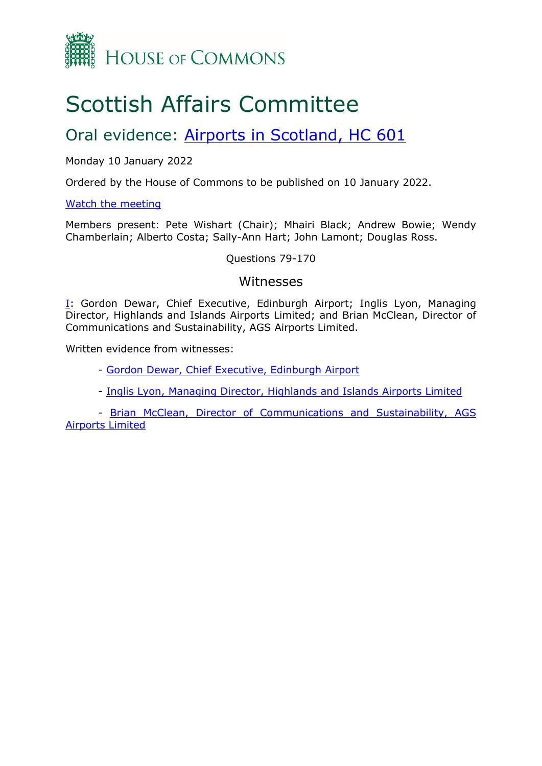House of Commons

# Scottish Affairs Committee

## Oral evidence: Airports in Scotland, HC 601

Monday 10 January 2022

Ordered by the House of Commons to be published on 10 January 2022.

Watch the meeting

Members present: Pete Wishart (Chair); Mhairi Black; Andrew Bowie; Wendy Chamberlain; Alberto Costa; Sally-Ann Hart; John Lamont; Douglas Ross.

Questions 79-170

### Witnesses

I: Gordon Dewar, Chief Executive, Edinburgh Airport; Inglis Lyon, Managing Director, Highlands and Islands Airports Limited; and Brian McClean, Director of Communications and Sustainability, AGS Airports Limited.

Written evidence from witnesses:

- Gordon Dewar, Chief Executive, Edinburgh Airport
- Inglis Lyon, Managing Director, Highlands and Islands Airports Limited
- Brian McClean, Director of Communications and Sustainability, AGS Airports Limited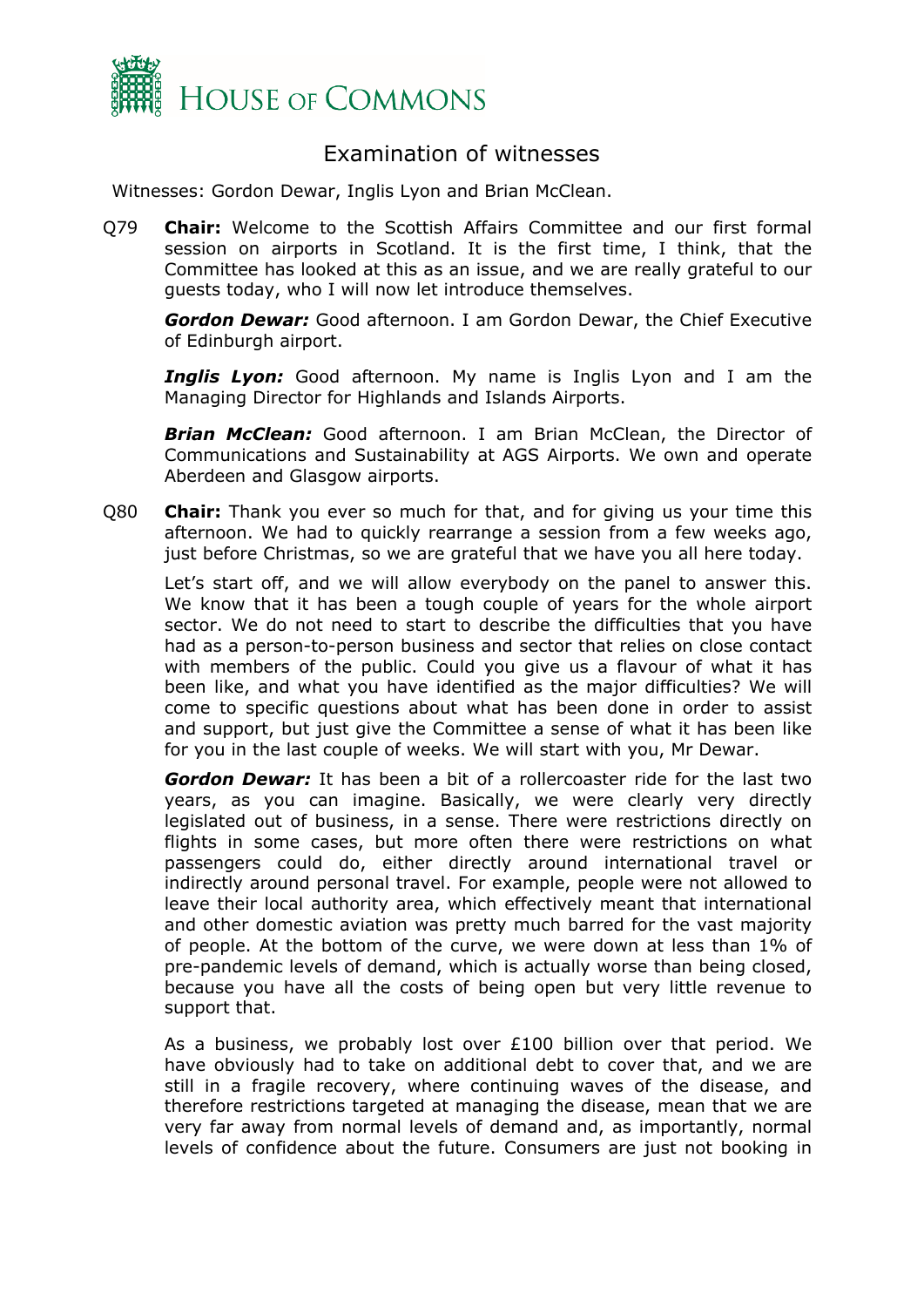# Examination of witnesses

Witnesses: Gordon Dewar, Inglis Lyon and Brian McClean.

Q79 **Chair:** Welcome to the Scottish Affairs Committee and our first formal session on airports in Scotland. It is the first time, I think, that the Committee has looked at this as an issue, and we are really grateful to our guests today, who I will now let introduce themselves.

***Gordon Dewar:*** Good afternoon. I am Gordon Dewar, the Chief Executive of Edinburgh airport.

***Inglis Lyon:*** Good afternoon. My name is Inglis Lyon and I am the Managing Director for Highlands and Islands Airports.

***Brian McClean:*** Good afternoon. I am Brian McClean, the Director of Communications and Sustainability at AGS Airports. We own and operate Aberdeen and Glasgow airports.

Q80 **Chair:** Thank you ever so much for that, and for giving us your time this afternoon. We had to quickly rearrange a session from a few weeks ago, just before Christmas, so we are grateful that we have you all here today.

Let's start off, and we will allow everybody on the panel to answer this. We know that it has been a tough couple of years for the whole airport sector. We do not need to start to describe the difficulties that you have had as a person-to-person business and sector that relies on close contact with members of the public. Could you give us a flavour of what it has been like, and what you have identified as the major difficulties? We will come to specific questions about what has been done in order to assist and support, but just give the Committee a sense of what it has been like for you in the last couple of weeks. We will start with you, Mr Dewar.

***Gordon Dewar:*** It has been a bit of a rollercoaster ride for the last two years, as you can imagine. Basically, we were clearly very directly legislated out of business, in a sense. There were restrictions directly on flights in some cases, but more often there were restrictions on what passengers could do, either directly around international travel or indirectly around personal travel. For example, people were not allowed to leave their local authority area, which effectively meant that international and other domestic aviation was pretty much barred for the vast majority of people. At the bottom of the curve, we were down at less than 1% of pre-pandemic levels of demand, which is actually worse than being closed, because you have all the costs of being open but very little revenue to support that.

As a business, we probably lost over £100 billion over that period. We have obviously had to take on additional debt to cover that, and we are still in a fragile recovery, where continuing waves of the disease, and therefore restrictions targeted at managing the disease, mean that we are very far away from normal levels of demand and, as importantly, normal levels of confidence about the future. Consumers are just not booking in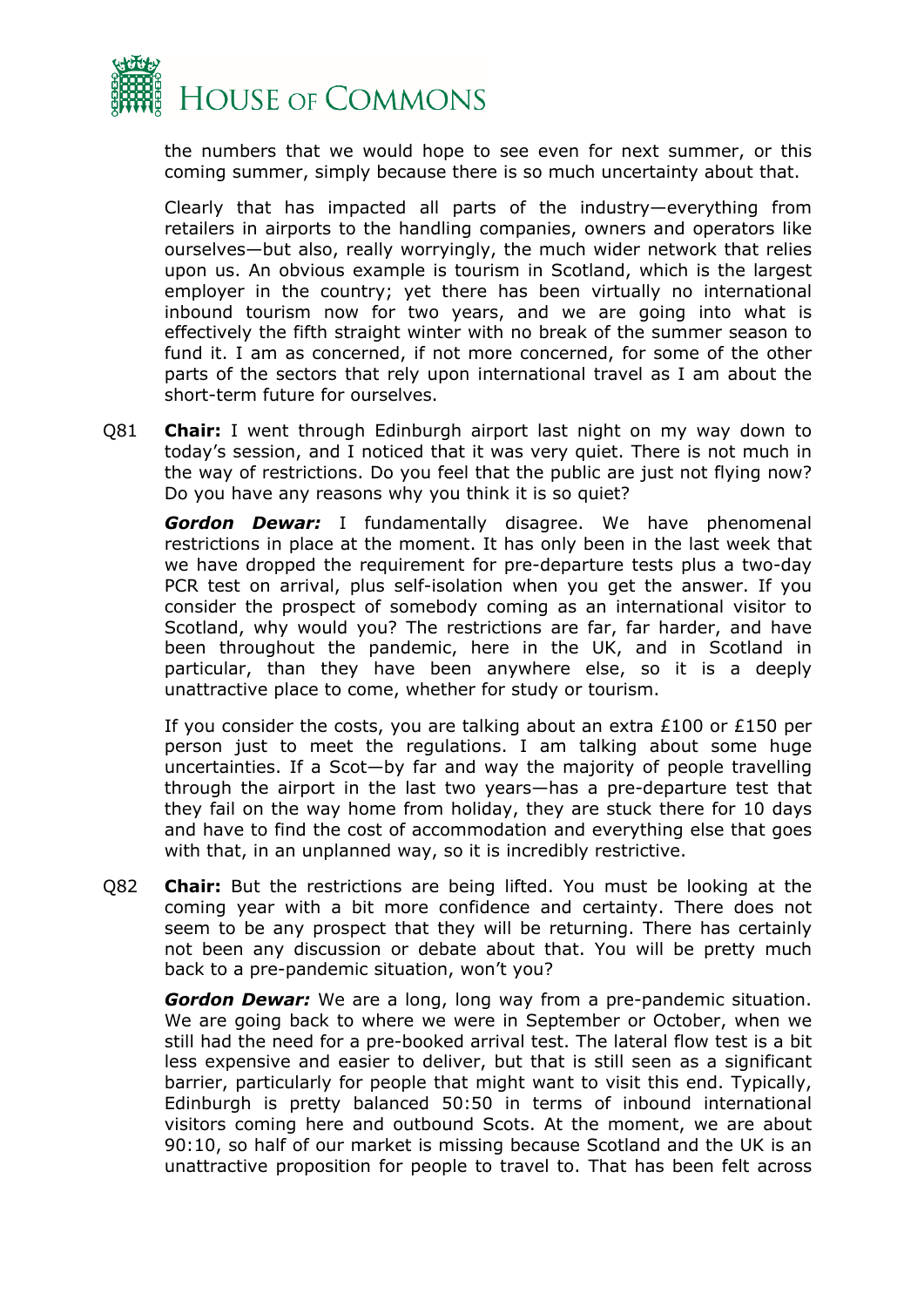the numbers that we would hope to see even for next summer, or this coming summer, simply because there is so much uncertainty about that.

Clearly that has impacted all parts of the industry—everything from retailers in airports to the handling companies, owners and operators like ourselves—but also, really worryingly, the much wider network that relies upon us. An obvious example is tourism in Scotland, which is the largest employer in the country; yet there has been virtually no international inbound tourism now for two years, and we are going into what is effectively the fifth straight winter with no break of the summer season to fund it. I am as concerned, if not more concerned, for some of the other parts of the sectors that rely upon international travel as I am about the short-term future for ourselves.

Q81 **Chair:** I went through Edinburgh airport last night on my way down to today's session, and I noticed that it was very quiet. There is not much in the way of restrictions. Do you feel that the public are just not flying now? Do you have any reasons why you think it is so quiet?

***Gordon Dewar:*** I fundamentally disagree. We have phenomenal restrictions in place at the moment. It has only been in the last week that we have dropped the requirement for pre-departure tests plus a two-day PCR test on arrival, plus self-isolation when you get the answer. If you consider the prospect of somebody coming as an international visitor to Scotland, why would you? The restrictions are far, far harder, and have been throughout the pandemic, here in the UK, and in Scotland in particular, than they have been anywhere else, so it is a deeply unattractive place to come, whether for study or tourism.

If you consider the costs, you are talking about an extra £100 or £150 per person just to meet the regulations. I am talking about some huge uncertainties. If a Scot—by far and way the majority of people travelling through the airport in the last two years—has a pre-departure test that they fail on the way home from holiday, they are stuck there for 10 days and have to find the cost of accommodation and everything else that goes with that, in an unplanned way, so it is incredibly restrictive.

Q82 **Chair:** But the restrictions are being lifted. You must be looking at the coming year with a bit more confidence and certainty. There does not seem to be any prospect that they will be returning. There has certainly not been any discussion or debate about that. You will be pretty much back to a pre-pandemic situation, won't you?

***Gordon Dewar:*** We are a long, long way from a pre-pandemic situation. We are going back to where we were in September or October, when we still had the need for a pre-booked arrival test. The lateral flow test is a bit less expensive and easier to deliver, but that is still seen as a significant barrier, particularly for people that might want to visit this end. Typically, Edinburgh is pretty balanced 50:50 in terms of inbound international visitors coming here and outbound Scots. At the moment, we are about 90:10, so half of our market is missing because Scotland and the UK is an unattractive proposition for people to travel to. That has been felt across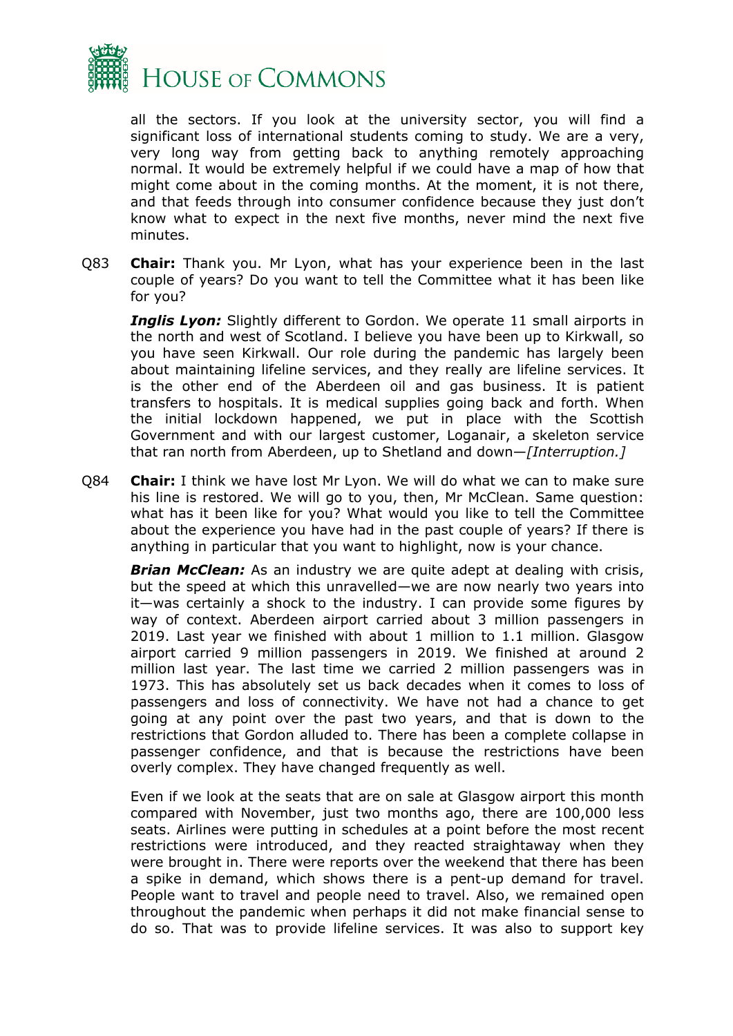all the sectors. If you look at the university sector, you will find a significant loss of international students coming to study. We are a very, very long way from getting back to anything remotely approaching normal. It would be extremely helpful if we could have a map of how that might come about in the coming months. At the moment, it is not there, and that feeds through into consumer confidence because they just don't know what to expect in the next five months, never mind the next five minutes.

Q83 **Chair:** Thank you. Mr Lyon, what has your experience been in the last couple of years? Do you want to tell the Committee what it has been like for you?

***Inglis Lyon:*** Slightly different to Gordon. We operate 11 small airports in the north and west of Scotland. I believe you have been up to Kirkwall, so you have seen Kirkwall. Our role during the pandemic has largely been about maintaining lifeline services, and they really are lifeline services. It is the other end of the Aberdeen oil and gas business. It is patient transfers to hospitals. It is medical supplies going back and forth. When the initial lockdown happened, we put in place with the Scottish Government and with our largest customer, Loganair, a skeleton service that ran north from Aberdeen, up to Shetland and down—*[Interruption.]*

Q84 **Chair:** I think we have lost Mr Lyon. We will do what we can to make sure his line is restored. We will go to you, then, Mr McClean. Same question: what has it been like for you? What would you like to tell the Committee about the experience you have had in the past couple of years? If there is anything in particular that you want to highlight, now is your chance.

***Brian McClean:*** As an industry we are quite adept at dealing with crisis, but the speed at which this unravelled—we are now nearly two years into it—was certainly a shock to the industry. I can provide some figures by way of context. Aberdeen airport carried about 3 million passengers in 2019. Last year we finished with about 1 million to 1.1 million. Glasgow airport carried 9 million passengers in 2019. We finished at around 2 million last year. The last time we carried 2 million passengers was in 1973. This has absolutely set us back decades when it comes to loss of passengers and loss of connectivity. We have not had a chance to get going at any point over the past two years, and that is down to the restrictions that Gordon alluded to. There has been a complete collapse in passenger confidence, and that is because the restrictions have been overly complex. They have changed frequently as well.

Even if we look at the seats that are on sale at Glasgow airport this month compared with November, just two months ago, there are 100,000 less seats. Airlines were putting in schedules at a point before the most recent restrictions were introduced, and they reacted straightaway when they were brought in. There were reports over the weekend that there has been a spike in demand, which shows there is a pent-up demand for travel. People want to travel and people need to travel. Also, we remained open throughout the pandemic when perhaps it did not make financial sense to do so. That was to provide lifeline services. It was also to support key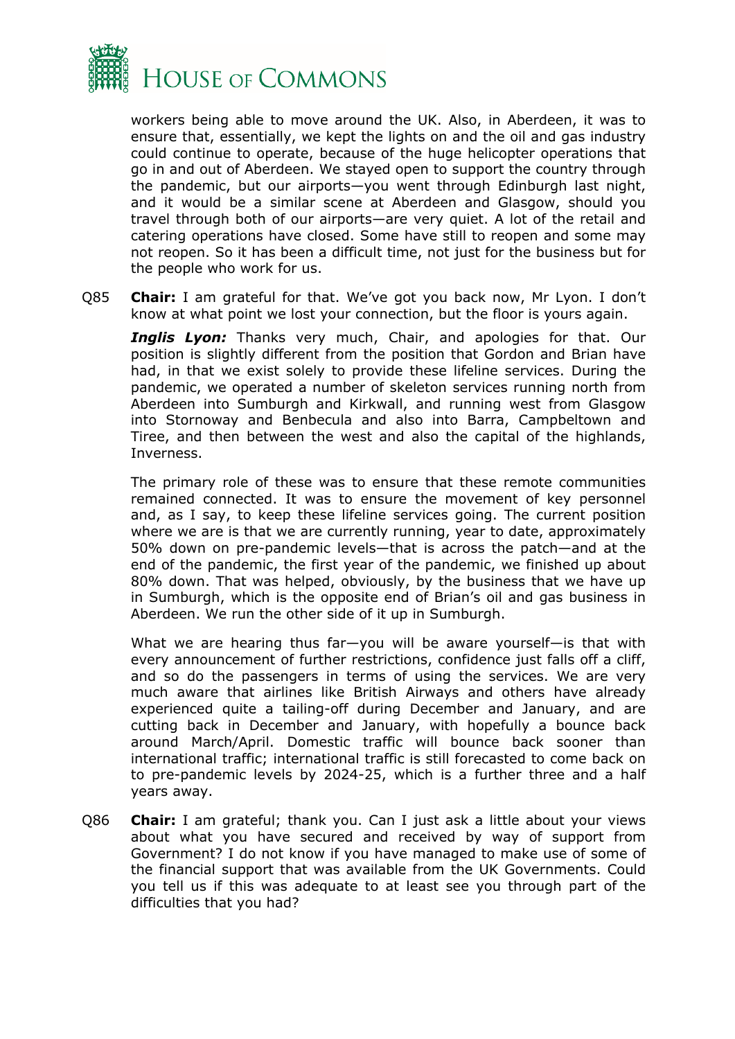workers being able to move around the UK. Also, in Aberdeen, it was to ensure that, essentially, we kept the lights on and the oil and gas industry could continue to operate, because of the huge helicopter operations that go in and out of Aberdeen. We stayed open to support the country through the pandemic, but our airports—you went through Edinburgh last night, and it would be a similar scene at Aberdeen and Glasgow, should you travel through both of our airports—are very quiet. A lot of the retail and catering operations have closed. Some have still to reopen and some may not reopen. So it has been a difficult time, not just for the business but for the people who work for us.

Q85 **Chair:** I am grateful for that. We've got you back now, Mr Lyon. I don't know at what point we lost your connection, but the floor is yours again.

***Inglis Lyon:*** Thanks very much, Chair, and apologies for that. Our position is slightly different from the position that Gordon and Brian have had, in that we exist solely to provide these lifeline services. During the pandemic, we operated a number of skeleton services running north from Aberdeen into Sumburgh and Kirkwall, and running west from Glasgow into Stornoway and Benbecula and also into Barra, Campbeltown and Tiree, and then between the west and also the capital of the highlands, Inverness.

The primary role of these was to ensure that these remote communities remained connected. It was to ensure the movement of key personnel and, as I say, to keep these lifeline services going. The current position where we are is that we are currently running, year to date, approximately 50% down on pre-pandemic levels—that is across the patch—and at the end of the pandemic, the first year of the pandemic, we finished up about 80% down. That was helped, obviously, by the business that we have up in Sumburgh, which is the opposite end of Brian's oil and gas business in Aberdeen. We run the other side of it up in Sumburgh.

What we are hearing thus far—you will be aware yourself—is that with every announcement of further restrictions, confidence just falls off a cliff, and so do the passengers in terms of using the services. We are very much aware that airlines like British Airways and others have already experienced quite a tailing-off during December and January, and are cutting back in December and January, with hopefully a bounce back around March/April. Domestic traffic will bounce back sooner than international traffic; international traffic is still forecasted to come back on to pre-pandemic levels by 2024-25, which is a further three and a half years away.

Q86 **Chair:** I am grateful; thank you. Can I just ask a little about your views about what you have secured and received by way of support from Government? I do not know if you have managed to make use of some of the financial support that was available from the UK Governments. Could you tell us if this was adequate to at least see you through part of the difficulties that you had?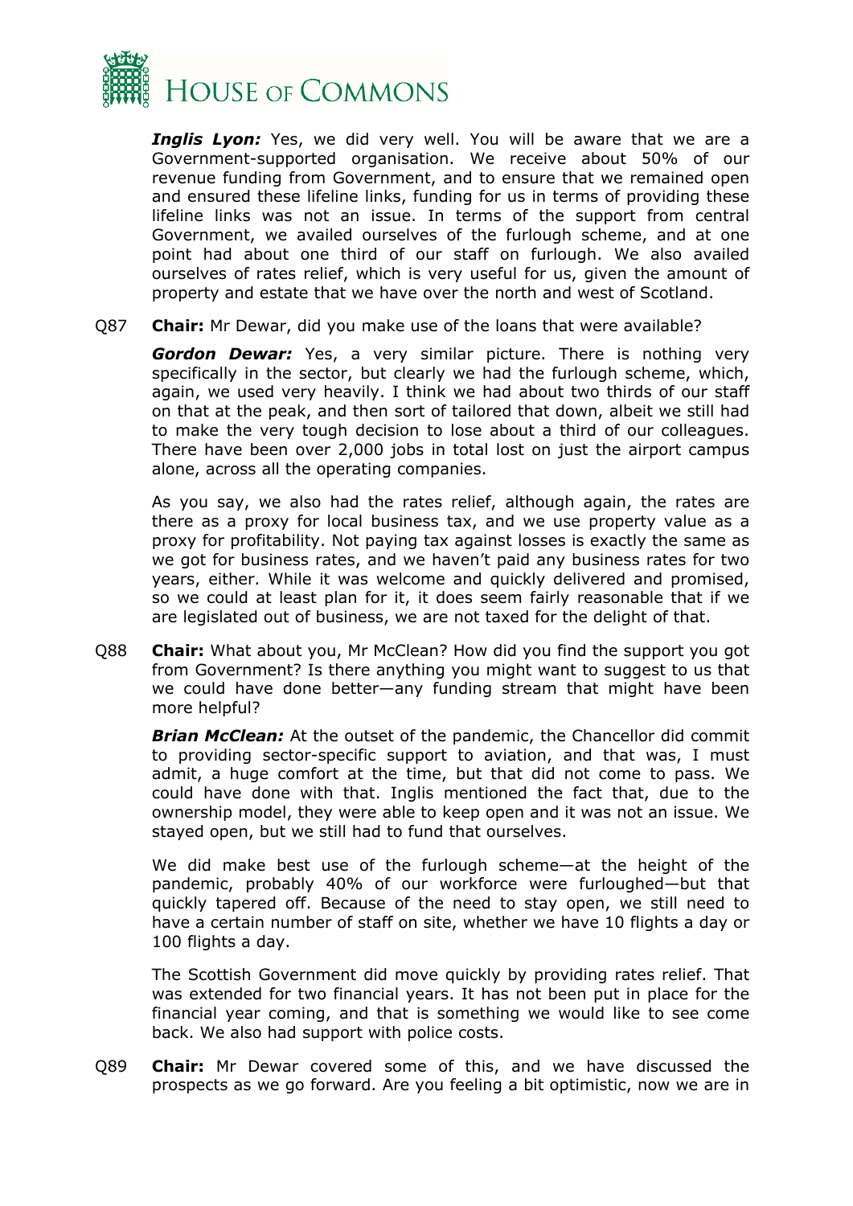***Inglis Lyon:*** Yes, we did very well. You will be aware that we are a Government-supported organisation. We receive about 50% of our revenue funding from Government, and to ensure that we remained open and ensured these lifeline links, funding for us in terms of providing these lifeline links was not an issue. In terms of the support from central Government, we availed ourselves of the furlough scheme, and at one point had about one third of our staff on furlough. We also availed ourselves of rates relief, which is very useful for us, given the amount of property and estate that we have over the north and west of Scotland.

Q87 **Chair:** Mr Dewar, did you make use of the loans that were available?

***Gordon Dewar:*** Yes, a very similar picture. There is nothing very specifically in the sector, but clearly we had the furlough scheme, which, again, we used very heavily. I think we had about two thirds of our staff on that at the peak, and then sort of tailored that down, albeit we still had to make the very tough decision to lose about a third of our colleagues. There have been over 2,000 jobs in total lost on just the airport campus alone, across all the operating companies.

As you say, we also had the rates relief, although again, the rates are there as a proxy for local business tax, and we use property value as a proxy for profitability. Not paying tax against losses is exactly the same as we got for business rates, and we haven't paid any business rates for two years, either. While it was welcome and quickly delivered and promised, so we could at least plan for it, it does seem fairly reasonable that if we are legislated out of business, we are not taxed for the delight of that.

Q88 **Chair:** What about you, Mr McClean? How did you find the support you got from Government? Is there anything you might want to suggest to us that we could have done better—any funding stream that might have been more helpful?

***Brian McClean:*** At the outset of the pandemic, the Chancellor did commit to providing sector-specific support to aviation, and that was, I must admit, a huge comfort at the time, but that did not come to pass. We could have done with that. Inglis mentioned the fact that, due to the ownership model, they were able to keep open and it was not an issue. We stayed open, but we still had to fund that ourselves.

We did make best use of the furlough scheme—at the height of the pandemic, probably 40% of our workforce were furloughed—but that quickly tapered off. Because of the need to stay open, we still need to have a certain number of staff on site, whether we have 10 flights a day or 100 flights a day.

The Scottish Government did move quickly by providing rates relief. That was extended for two financial years. It has not been put in place for the financial year coming, and that is something we would like to see come back. We also had support with police costs.

Q89 **Chair:** Mr Dewar covered some of this, and we have discussed the prospects as we go forward. Are you feeling a bit optimistic, now we are in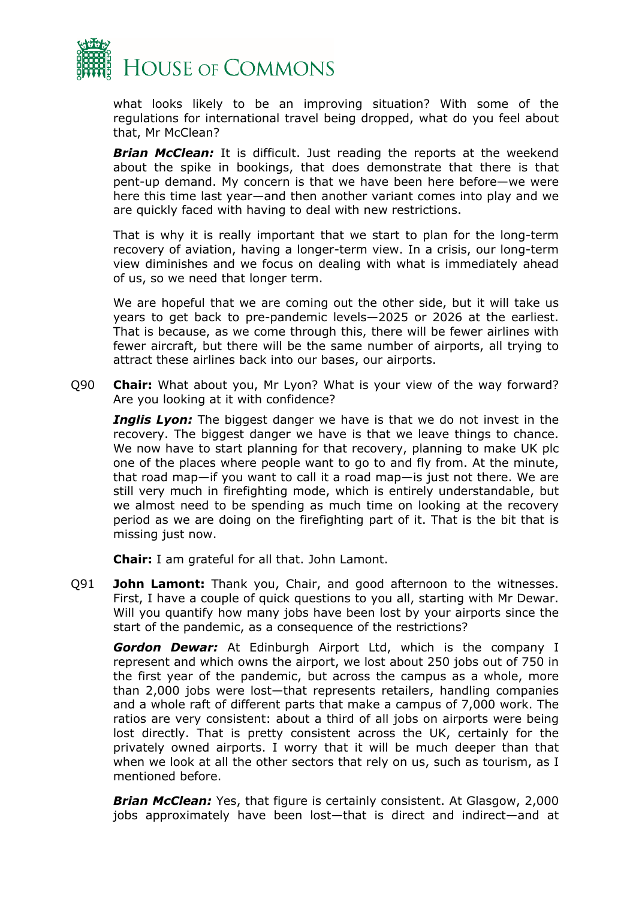what looks likely to be an improving situation? With some of the regulations for international travel being dropped, what do you feel about that, Mr McClean?

***Brian McClean:*** It is difficult. Just reading the reports at the weekend about the spike in bookings, that does demonstrate that there is that pent-up demand. My concern is that we have been here before—we were here this time last year—and then another variant comes into play and we are quickly faced with having to deal with new restrictions.

That is why it is really important that we start to plan for the long-term recovery of aviation, having a longer-term view. In a crisis, our long-term view diminishes and we focus on dealing with what is immediately ahead of us, so we need that longer term.

We are hopeful that we are coming out the other side, but it will take us years to get back to pre-pandemic levels—2025 or 2026 at the earliest. That is because, as we come through this, there will be fewer airlines with fewer aircraft, but there will be the same number of airports, all trying to attract these airlines back into our bases, our airports.

Q90 **Chair:** What about you, Mr Lyon? What is your view of the way forward? Are you looking at it with confidence?

***Inglis Lyon:*** The biggest danger we have is that we do not invest in the recovery. The biggest danger we have is that we leave things to chance. We now have to start planning for that recovery, planning to make UK plc one of the places where people want to go to and fly from. At the minute, that road map—if you want to call it a road map—is just not there. We are still very much in firefighting mode, which is entirely understandable, but we almost need to be spending as much time on looking at the recovery period as we are doing on the firefighting part of it. That is the bit that is missing just now.

**Chair:** I am grateful for all that. John Lamont.

Q91 **John Lamont:** Thank you, Chair, and good afternoon to the witnesses. First, I have a couple of quick questions to you all, starting with Mr Dewar. Will you quantify how many jobs have been lost by your airports since the start of the pandemic, as a consequence of the restrictions?

***Gordon Dewar:*** At Edinburgh Airport Ltd, which is the company I represent and which owns the airport, we lost about 250 jobs out of 750 in the first year of the pandemic, but across the campus as a whole, more than 2,000 jobs were lost—that represents retailers, handling companies and a whole raft of different parts that make a campus of 7,000 work. The ratios are very consistent: about a third of all jobs on airports were being lost directly. That is pretty consistent across the UK, certainly for the privately owned airports. I worry that it will be much deeper than that when we look at all the other sectors that rely on us, such as tourism, as I mentioned before.

***Brian McClean:*** Yes, that figure is certainly consistent. At Glasgow, 2,000 jobs approximately have been lost—that is direct and indirect—and at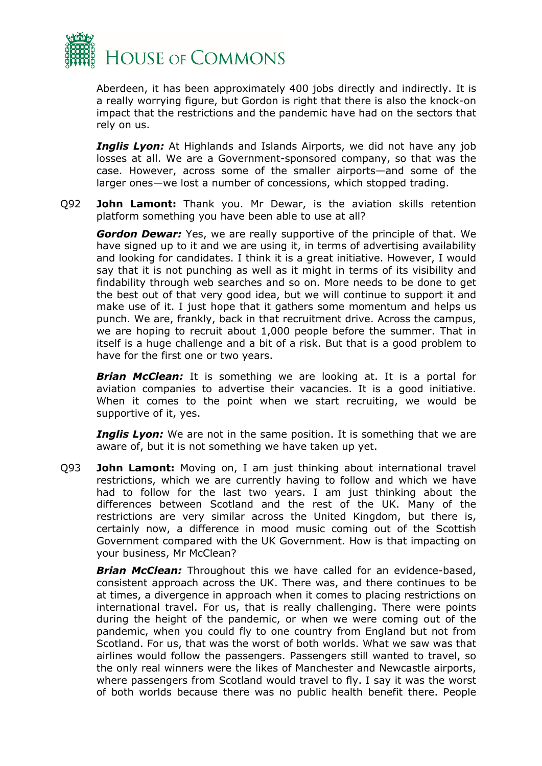Aberdeen, it has been approximately 400 jobs directly and indirectly. It is a really worrying figure, but Gordon is right that there is also the knock-on impact that the restrictions and the pandemic have had on the sectors that rely on us.

***Inglis Lyon:*** At Highlands and Islands Airports, we did not have any job losses at all. We are a Government-sponsored company, so that was the case. However, across some of the smaller airports—and some of the larger ones—we lost a number of concessions, which stopped trading.

Q92 **John Lamont:** Thank you. Mr Dewar, is the aviation skills retention platform something you have been able to use at all?

***Gordon Dewar:*** Yes, we are really supportive of the principle of that. We have signed up to it and we are using it, in terms of advertising availability and looking for candidates. I think it is a great initiative. However, I would say that it is not punching as well as it might in terms of its visibility and findability through web searches and so on. More needs to be done to get the best out of that very good idea, but we will continue to support it and make use of it. I just hope that it gathers some momentum and helps us punch. We are, frankly, back in that recruitment drive. Across the campus, we are hoping to recruit about 1,000 people before the summer. That in itself is a huge challenge and a bit of a risk. But that is a good problem to have for the first one or two years.

***Brian McClean:*** It is something we are looking at. It is a portal for aviation companies to advertise their vacancies. It is a good initiative. When it comes to the point when we start recruiting, we would be supportive of it, yes.

***Inglis Lyon:*** We are not in the same position. It is something that we are aware of, but it is not something we have taken up yet.

Q93 **John Lamont:** Moving on, I am just thinking about international travel restrictions, which we are currently having to follow and which we have had to follow for the last two years. I am just thinking about the differences between Scotland and the rest of the UK. Many of the restrictions are very similar across the United Kingdom, but there is, certainly now, a difference in mood music coming out of the Scottish Government compared with the UK Government. How is that impacting on your business, Mr McClean?

***Brian McClean:*** Throughout this we have called for an evidence-based, consistent approach across the UK. There was, and there continues to be at times, a divergence in approach when it comes to placing restrictions on international travel. For us, that is really challenging. There were points during the height of the pandemic, or when we were coming out of the pandemic, when you could fly to one country from England but not from Scotland. For us, that was the worst of both worlds. What we saw was that airlines would follow the passengers. Passengers still wanted to travel, so the only real winners were the likes of Manchester and Newcastle airports, where passengers from Scotland would travel to fly. I say it was the worst of both worlds because there was no public health benefit there. People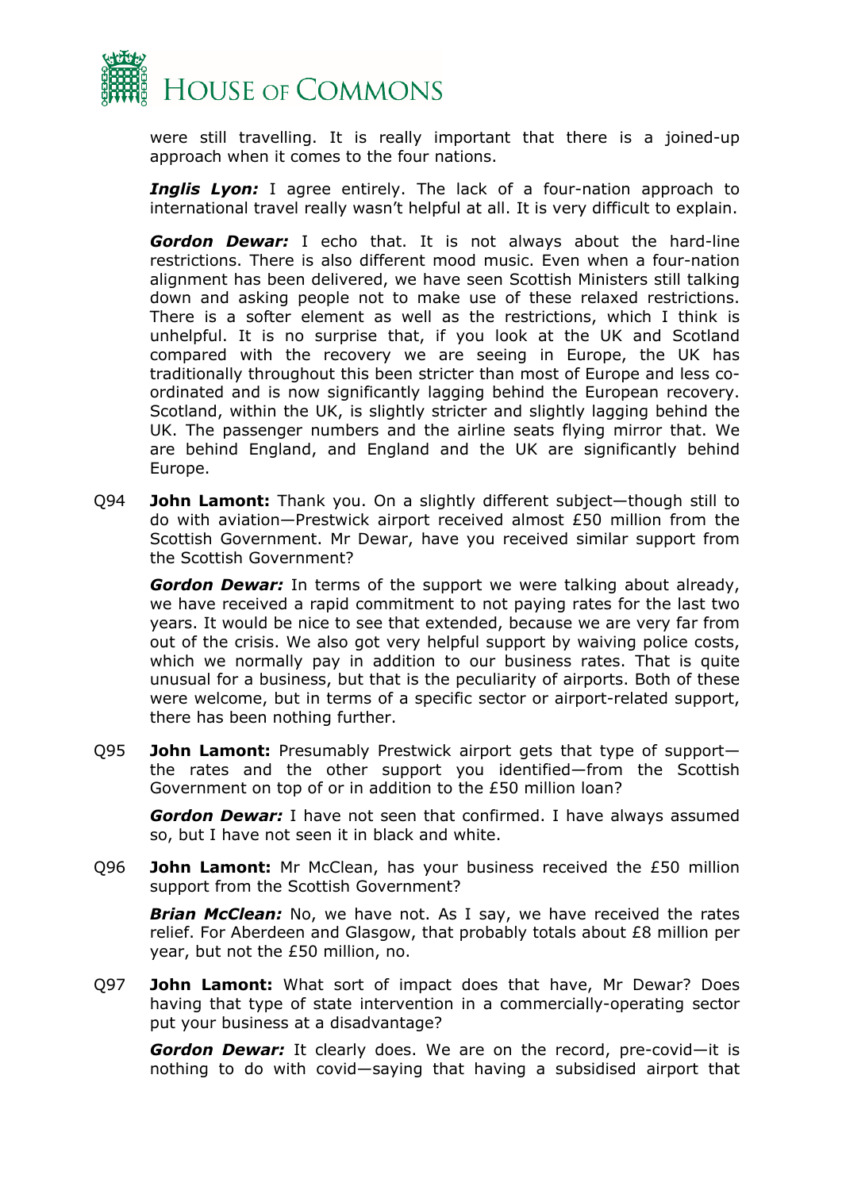were still travelling. It is really important that there is a joined-up approach when it comes to the four nations.

***Inglis Lyon:*** I agree entirely. The lack of a four-nation approach to international travel really wasn't helpful at all. It is very difficult to explain.

***Gordon Dewar:*** I echo that. It is not always about the hard-line restrictions. There is also different mood music. Even when a four-nation alignment has been delivered, we have seen Scottish Ministers still talking down and asking people not to make use of these relaxed restrictions. There is a softer element as well as the restrictions, which I think is unhelpful. It is no surprise that, if you look at the UK and Scotland compared with the recovery we are seeing in Europe, the UK has traditionally throughout this been stricter than most of Europe and less co-ordinated and is now significantly lagging behind the European recovery. Scotland, within the UK, is slightly stricter and slightly lagging behind the UK. The passenger numbers and the airline seats flying mirror that. We are behind England, and England and the UK are significantly behind Europe.

Q94 **John Lamont:** Thank you. On a slightly different subject—though still to do with aviation—Prestwick airport received almost £50 million from the Scottish Government. Mr Dewar, have you received similar support from the Scottish Government?

***Gordon Dewar:*** In terms of the support we were talking about already, we have received a rapid commitment to not paying rates for the last two years. It would be nice to see that extended, because we are very far from out of the crisis. We also got very helpful support by waiving police costs, which we normally pay in addition to our business rates. That is quite unusual for a business, but that is the peculiarity of airports. Both of these were welcome, but in terms of a specific sector or airport-related support, there has been nothing further.

Q95 **John Lamont:** Presumably Prestwick airport gets that type of support—the rates and the other support you identified—from the Scottish Government on top of or in addition to the £50 million loan?

***Gordon Dewar:*** I have not seen that confirmed. I have always assumed so, but I have not seen it in black and white.

Q96 **John Lamont:** Mr McClean, has your business received the £50 million support from the Scottish Government?

***Brian McClean:*** No, we have not. As I say, we have received the rates relief. For Aberdeen and Glasgow, that probably totals about £8 million per year, but not the £50 million, no.

Q97 **John Lamont:** What sort of impact does that have, Mr Dewar? Does having that type of state intervention in a commercially-operating sector put your business at a disadvantage?

***Gordon Dewar:*** It clearly does. We are on the record, pre-covid—it is nothing to do with covid—saying that having a subsidised airport that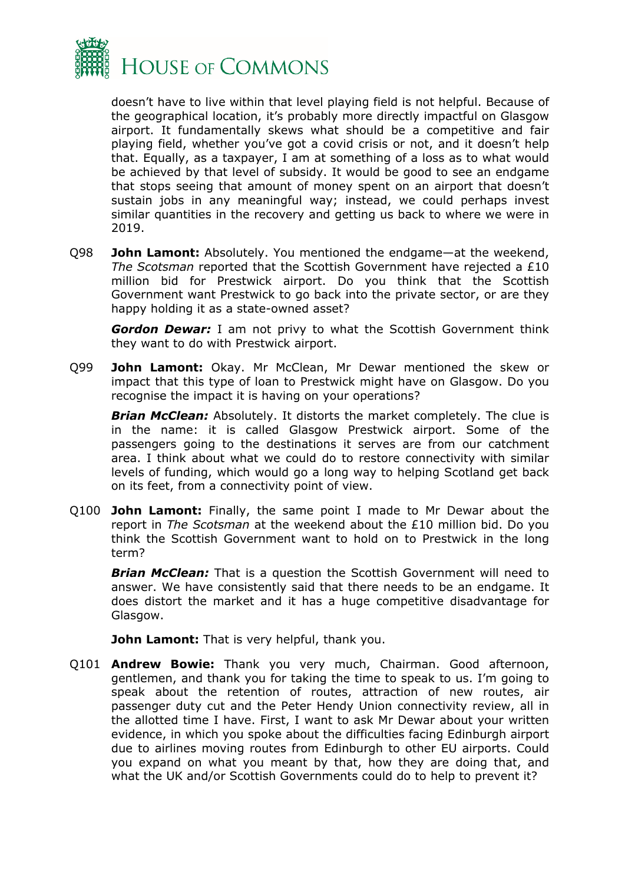doesn't have to live within that level playing field is not helpful. Because of the geographical location, it's probably more directly impactful on Glasgow airport. It fundamentally skews what should be a competitive and fair playing field, whether you've got a covid crisis or not, and it doesn't help that. Equally, as a taxpayer, I am at something of a loss as to what would be achieved by that level of subsidy. It would be good to see an endgame that stops seeing that amount of money spent on an airport that doesn't sustain jobs in any meaningful way; instead, we could perhaps invest similar quantities in the recovery and getting us back to where we were in 2019.

Q98 **John Lamont:** Absolutely. You mentioned the endgame—at the weekend, *The Scotsman* reported that the Scottish Government have rejected a £10 million bid for Prestwick airport. Do you think that the Scottish Government want Prestwick to go back into the private sector, or are they happy holding it as a state-owned asset?

***Gordon Dewar:*** I am not privy to what the Scottish Government think they want to do with Prestwick airport.

Q99 **John Lamont:** Okay. Mr McClean, Mr Dewar mentioned the skew or impact that this type of loan to Prestwick might have on Glasgow. Do you recognise the impact it is having on your operations?

***Brian McClean:*** Absolutely. It distorts the market completely. The clue is in the name: it is called Glasgow Prestwick airport. Some of the passengers going to the destinations it serves are from our catchment area. I think about what we could do to restore connectivity with similar levels of funding, which would go a long way to helping Scotland get back on its feet, from a connectivity point of view.

Q100 **John Lamont:** Finally, the same point I made to Mr Dewar about the report in *The Scotsman* at the weekend about the £10 million bid. Do you think the Scottish Government want to hold on to Prestwick in the long term?

***Brian McClean:*** That is a question the Scottish Government will need to answer. We have consistently said that there needs to be an endgame. It does distort the market and it has a huge competitive disadvantage for Glasgow.

**John Lamont:** That is very helpful, thank you.

Q101 **Andrew Bowie:** Thank you very much, Chairman. Good afternoon, gentlemen, and thank you for taking the time to speak to us. I'm going to speak about the retention of routes, attraction of new routes, air passenger duty cut and the Peter Hendy Union connectivity review, all in the allotted time I have. First, I want to ask Mr Dewar about your written evidence, in which you spoke about the difficulties facing Edinburgh airport due to airlines moving routes from Edinburgh to other EU airports. Could you expand on what you meant by that, how they are doing that, and what the UK and/or Scottish Governments could do to help to prevent it?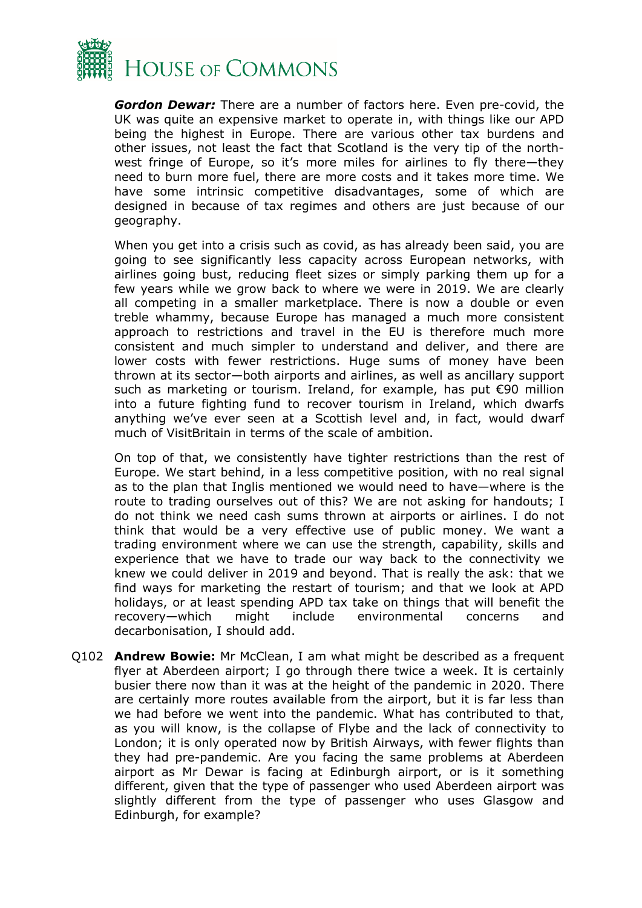***Gordon Dewar:*** There are a number of factors here. Even pre-covid, the UK was quite an expensive market to operate in, with things like our APD being the highest in Europe. There are various other tax burdens and other issues, not least the fact that Scotland is the very tip of the north-west fringe of Europe, so it's more miles for airlines to fly there—they need to burn more fuel, there are more costs and it takes more time. We have some intrinsic competitive disadvantages, some of which are designed in because of tax regimes and others are just because of our geography.

When you get into a crisis such as covid, as has already been said, you are going to see significantly less capacity across European networks, with airlines going bust, reducing fleet sizes or simply parking them up for a few years while we grow back to where we were in 2019. We are clearly all competing in a smaller marketplace. There is now a double or even treble whammy, because Europe has managed a much more consistent approach to restrictions and travel in the EU is therefore much more consistent and much simpler to understand and deliver, and there are lower costs with fewer restrictions. Huge sums of money have been thrown at its sector—both airports and airlines, as well as ancillary support such as marketing or tourism. Ireland, for example, has put €90 million into a future fighting fund to recover tourism in Ireland, which dwarfs anything we've ever seen at a Scottish level and, in fact, would dwarf much of VisitBritain in terms of the scale of ambition.

On top of that, we consistently have tighter restrictions than the rest of Europe. We start behind, in a less competitive position, with no real signal as to the plan that Inglis mentioned we would need to have—where is the route to trading ourselves out of this? We are not asking for handouts; I do not think we need cash sums thrown at airports or airlines. I do not think that would be a very effective use of public money. We want a trading environment where we can use the strength, capability, skills and experience that we have to trade our way back to the connectivity we knew we could deliver in 2019 and beyond. That is really the ask: that we find ways for marketing the restart of tourism; and that we look at APD holidays, or at least spending APD tax take on things that will benefit the recovery—which might include environmental concerns and decarbonisation, I should add.

Q102 **Andrew Bowie:** Mr McClean, I am what might be described as a frequent flyer at Aberdeen airport; I go through there twice a week. It is certainly busier there now than it was at the height of the pandemic in 2020. There are certainly more routes available from the airport, but it is far less than we had before we went into the pandemic. What has contributed to that, as you will know, is the collapse of Flybe and the lack of connectivity to London; it is only operated now by British Airways, with fewer flights than they had pre-pandemic. Are you facing the same problems at Aberdeen airport as Mr Dewar is facing at Edinburgh airport, or is it something different, given that the type of passenger who used Aberdeen airport was slightly different from the type of passenger who uses Glasgow and Edinburgh, for example?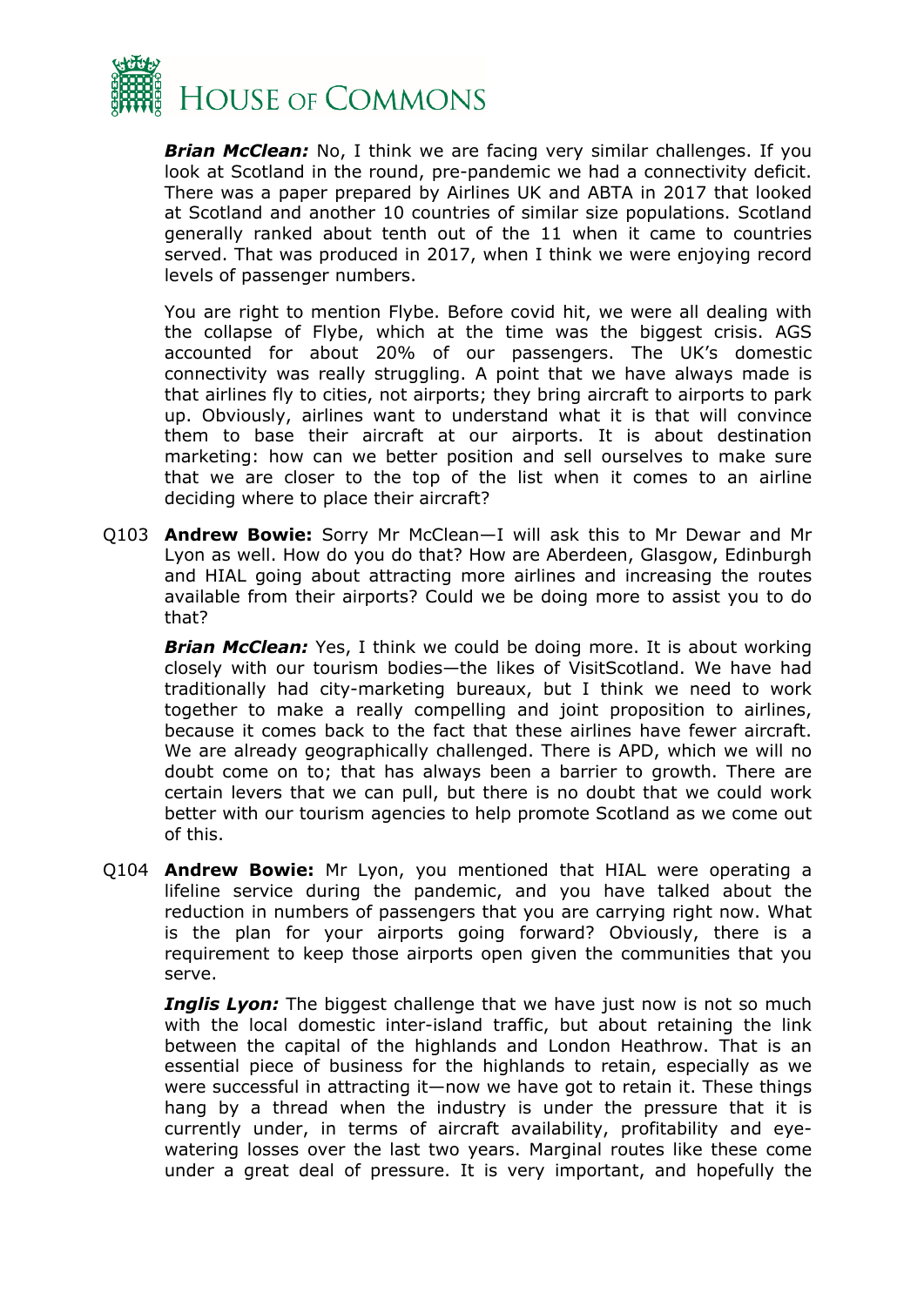***Brian McClean:*** No, I think we are facing very similar challenges. If you look at Scotland in the round, pre-pandemic we had a connectivity deficit. There was a paper prepared by Airlines UK and ABTA in 2017 that looked at Scotland and another 10 countries of similar size populations. Scotland generally ranked about tenth out of the 11 when it came to countries served. That was produced in 2017, when I think we were enjoying record levels of passenger numbers.

You are right to mention Flybe. Before covid hit, we were all dealing with the collapse of Flybe, which at the time was the biggest crisis. AGS accounted for about 20% of our passengers. The UK's domestic connectivity was really struggling. A point that we have always made is that airlines fly to cities, not airports; they bring aircraft to airports to park up. Obviously, airlines want to understand what it is that will convince them to base their aircraft at our airports. It is about destination marketing: how can we better position and sell ourselves to make sure that we are closer to the top of the list when it comes to an airline deciding where to place their aircraft?

Q103 **Andrew Bowie:** Sorry Mr McClean—I will ask this to Mr Dewar and Mr Lyon as well. How do you do that? How are Aberdeen, Glasgow, Edinburgh and HIAL going about attracting more airlines and increasing the routes available from their airports? Could we be doing more to assist you to do that?

***Brian McClean:*** Yes, I think we could be doing more. It is about working closely with our tourism bodies—the likes of VisitScotland. We have had traditionally had city-marketing bureaux, but I think we need to work together to make a really compelling and joint proposition to airlines, because it comes back to the fact that these airlines have fewer aircraft. We are already geographically challenged. There is APD, which we will no doubt come on to; that has always been a barrier to growth. There are certain levers that we can pull, but there is no doubt that we could work better with our tourism agencies to help promote Scotland as we come out of this.

Q104 **Andrew Bowie:** Mr Lyon, you mentioned that HIAL were operating a lifeline service during the pandemic, and you have talked about the reduction in numbers of passengers that you are carrying right now. What is the plan for your airports going forward? Obviously, there is a requirement to keep those airports open given the communities that you serve.

***Inglis Lyon:*** The biggest challenge that we have just now is not so much with the local domestic inter-island traffic, but about retaining the link between the capital of the highlands and London Heathrow. That is an essential piece of business for the highlands to retain, especially as we were successful in attracting it—now we have got to retain it. These things hang by a thread when the industry is under the pressure that it is currently under, in terms of aircraft availability, profitability and eye-watering losses over the last two years. Marginal routes like these come under a great deal of pressure. It is very important, and hopefully the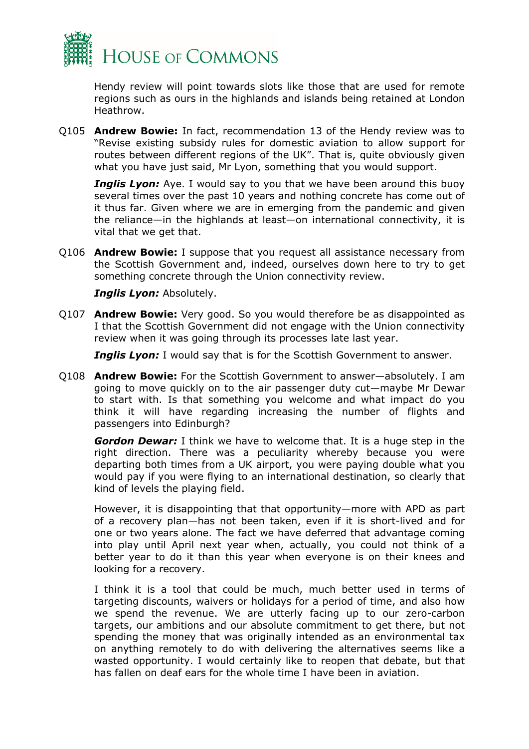Hendy review will point towards slots like those that are used for remote regions such as ours in the highlands and islands being retained at London Heathrow.

Q105 **Andrew Bowie:** In fact, recommendation 13 of the Hendy review was to "Revise existing subsidy rules for domestic aviation to allow support for routes between different regions of the UK". That is, quite obviously given what you have just said, Mr Lyon, something that you would support.

***Inglis Lyon:*** Aye. I would say to you that we have been around this buoy several times over the past 10 years and nothing concrete has come out of it thus far. Given where we are in emerging from the pandemic and given the reliance—in the highlands at least—on international connectivity, it is vital that we get that.

Q106 **Andrew Bowie:** I suppose that you request all assistance necessary from the Scottish Government and, indeed, ourselves down here to try to get something concrete through the Union connectivity review.

***Inglis Lyon:*** Absolutely.

Q107 **Andrew Bowie:** Very good. So you would therefore be as disappointed as I that the Scottish Government did not engage with the Union connectivity review when it was going through its processes late last year.

***Inglis Lyon:*** I would say that is for the Scottish Government to answer.

Q108 **Andrew Bowie:** For the Scottish Government to answer—absolutely. I am going to move quickly on to the air passenger duty cut—maybe Mr Dewar to start with. Is that something you welcome and what impact do you think it will have regarding increasing the number of flights and passengers into Edinburgh?

***Gordon Dewar:*** I think we have to welcome that. It is a huge step in the right direction. There was a peculiarity whereby because you were departing both times from a UK airport, you were paying double what you would pay if you were flying to an international destination, so clearly that kind of levels the playing field.

However, it is disappointing that that opportunity—more with APD as part of a recovery plan—has not been taken, even if it is short-lived and for one or two years alone. The fact we have deferred that advantage coming into play until April next year when, actually, you could not think of a better year to do it than this year when everyone is on their knees and looking for a recovery.

I think it is a tool that could be much, much better used in terms of targeting discounts, waivers or holidays for a period of time, and also how we spend the revenue. We are utterly facing up to our zero-carbon targets, our ambitions and our absolute commitment to get there, but not spending the money that was originally intended as an environmental tax on anything remotely to do with delivering the alternatives seems like a wasted opportunity. I would certainly like to reopen that debate, but that has fallen on deaf ears for the whole time I have been in aviation.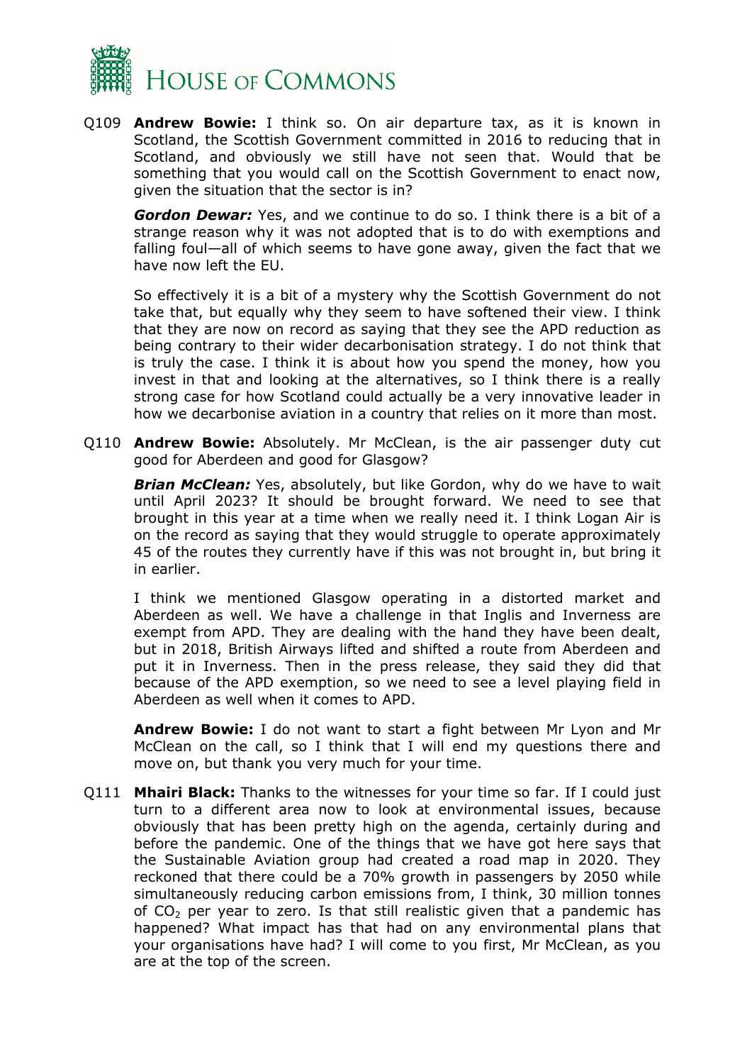Q109 **Andrew Bowie:** I think so. On air departure tax, as it is known in Scotland, the Scottish Government committed in 2016 to reducing that in Scotland, and obviously we still have not seen that. Would that be something that you would call on the Scottish Government to enact now, given the situation that the sector is in?

***Gordon Dewar:*** Yes, and we continue to do so. I think there is a bit of a strange reason why it was not adopted that is to do with exemptions and falling foul—all of which seems to have gone away, given the fact that we have now left the EU.

So effectively it is a bit of a mystery why the Scottish Government do not take that, but equally why they seem to have softened their view. I think that they are now on record as saying that they see the APD reduction as being contrary to their wider decarbonisation strategy. I do not think that is truly the case. I think it is about how you spend the money, how you invest in that and looking at the alternatives, so I think there is a really strong case for how Scotland could actually be a very innovative leader in how we decarbonise aviation in a country that relies on it more than most.

Q110 **Andrew Bowie:** Absolutely. Mr McClean, is the air passenger duty cut good for Aberdeen and good for Glasgow?

***Brian McClean:*** Yes, absolutely, but like Gordon, why do we have to wait until April 2023? It should be brought forward. We need to see that brought in this year at a time when we really need it. I think Logan Air is on the record as saying that they would struggle to operate approximately 45 of the routes they currently have if this was not brought in, but bring it in earlier.

I think we mentioned Glasgow operating in a distorted market and Aberdeen as well. We have a challenge in that Inglis and Inverness are exempt from APD. They are dealing with the hand they have been dealt, but in 2018, British Airways lifted and shifted a route from Aberdeen and put it in Inverness. Then in the press release, they said they did that because of the APD exemption, so we need to see a level playing field in Aberdeen as well when it comes to APD.

**Andrew Bowie:** I do not want to start a fight between Mr Lyon and Mr McClean on the call, so I think that I will end my questions there and move on, but thank you very much for your time.

Q111 **Mhairi Black:** Thanks to the witnesses for your time so far. If I could just turn to a different area now to look at environmental issues, because obviously that has been pretty high on the agenda, certainly during and before the pandemic. One of the things that we have got here says that the Sustainable Aviation group had created a road map in 2020. They reckoned that there could be a 70% growth in passengers by 2050 while simultaneously reducing carbon emissions from, I think, 30 million tonnes of $CO_2$ per year to zero. Is that still realistic given that a pandemic has happened? What impact has that had on any environmental plans that your organisations have had? I will come to you first, Mr McClean, as you are at the top of the screen.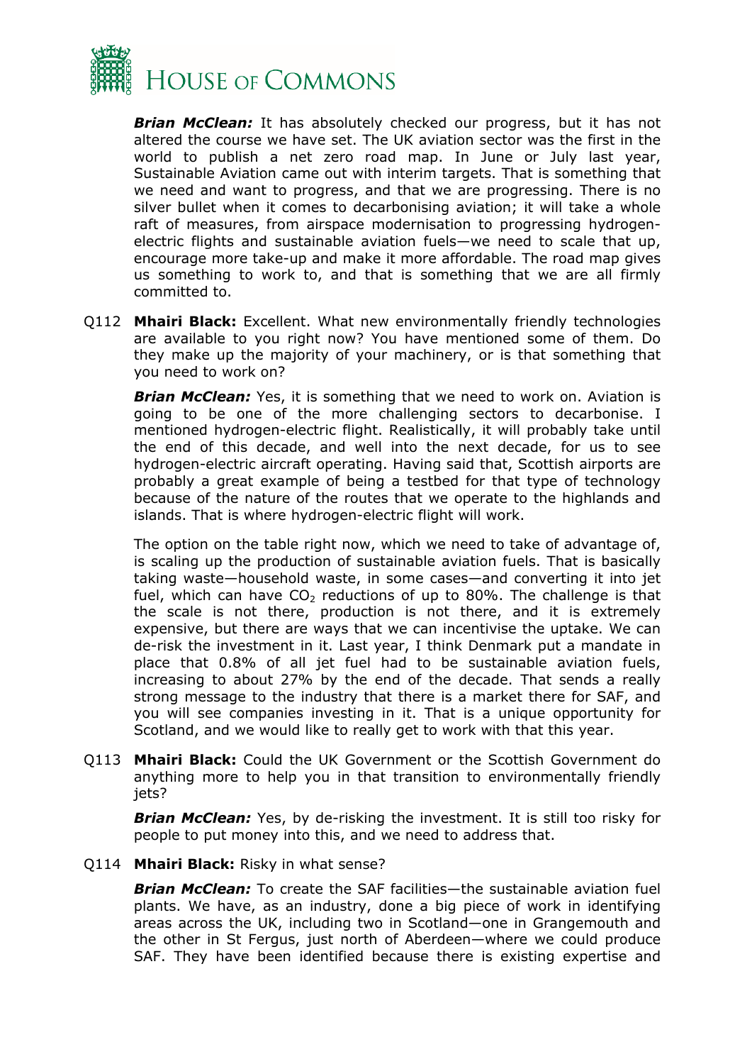***Brian McClean:*** It has absolutely checked our progress, but it has not altered the course we have set. The UK aviation sector was the first in the world to publish a net zero road map. In June or July last year, Sustainable Aviation came out with interim targets. That is something that we need and want to progress, and that we are progressing. There is no silver bullet when it comes to decarbonising aviation; it will take a whole raft of measures, from airspace modernisation to progressing hydrogen-electric flights and sustainable aviation fuels—we need to scale that up, encourage more take-up and make it more affordable. The road map gives us something to work to, and that is something that we are all firmly committed to.

Q112 **Mhairi Black:** Excellent. What new environmentally friendly technologies are available to you right now? You have mentioned some of them. Do they make up the majority of your machinery, or is that something that you need to work on?

***Brian McClean:*** Yes, it is something that we need to work on. Aviation is going to be one of the more challenging sectors to decarbonise. I mentioned hydrogen-electric flight. Realistically, it will probably take until the end of this decade, and well into the next decade, for us to see hydrogen-electric aircraft operating. Having said that, Scottish airports are probably a great example of being a testbed for that type of technology because of the nature of the routes that we operate to the highlands and islands. That is where hydrogen-electric flight will work.

The option on the table right now, which we need to take of advantage of, is scaling up the production of sustainable aviation fuels. That is basically taking waste—household waste, in some cases—and converting it into jet fuel, which can have $CO_2$ reductions of up to 80%. The challenge is that the scale is not there, production is not there, and it is extremely expensive, but there are ways that we can incentivise the uptake. We can de-risk the investment in it. Last year, I think Denmark put a mandate in place that 0.8% of all jet fuel had to be sustainable aviation fuels, increasing to about 27% by the end of the decade. That sends a really strong message to the industry that there is a market there for SAF, and you will see companies investing in it. That is a unique opportunity for Scotland, and we would like to really get to work with that this year.

Q113 **Mhairi Black:** Could the UK Government or the Scottish Government do anything more to help you in that transition to environmentally friendly jets?

***Brian McClean:*** Yes, by de-risking the investment. It is still too risky for people to put money into this, and we need to address that.

Q114 **Mhairi Black:** Risky in what sense?

***Brian McClean:*** To create the SAF facilities—the sustainable aviation fuel plants. We have, as an industry, done a big piece of work in identifying areas across the UK, including two in Scotland—one in Grangemouth and the other in St Fergus, just north of Aberdeen—where we could produce SAF. They have been identified because there is existing expertise and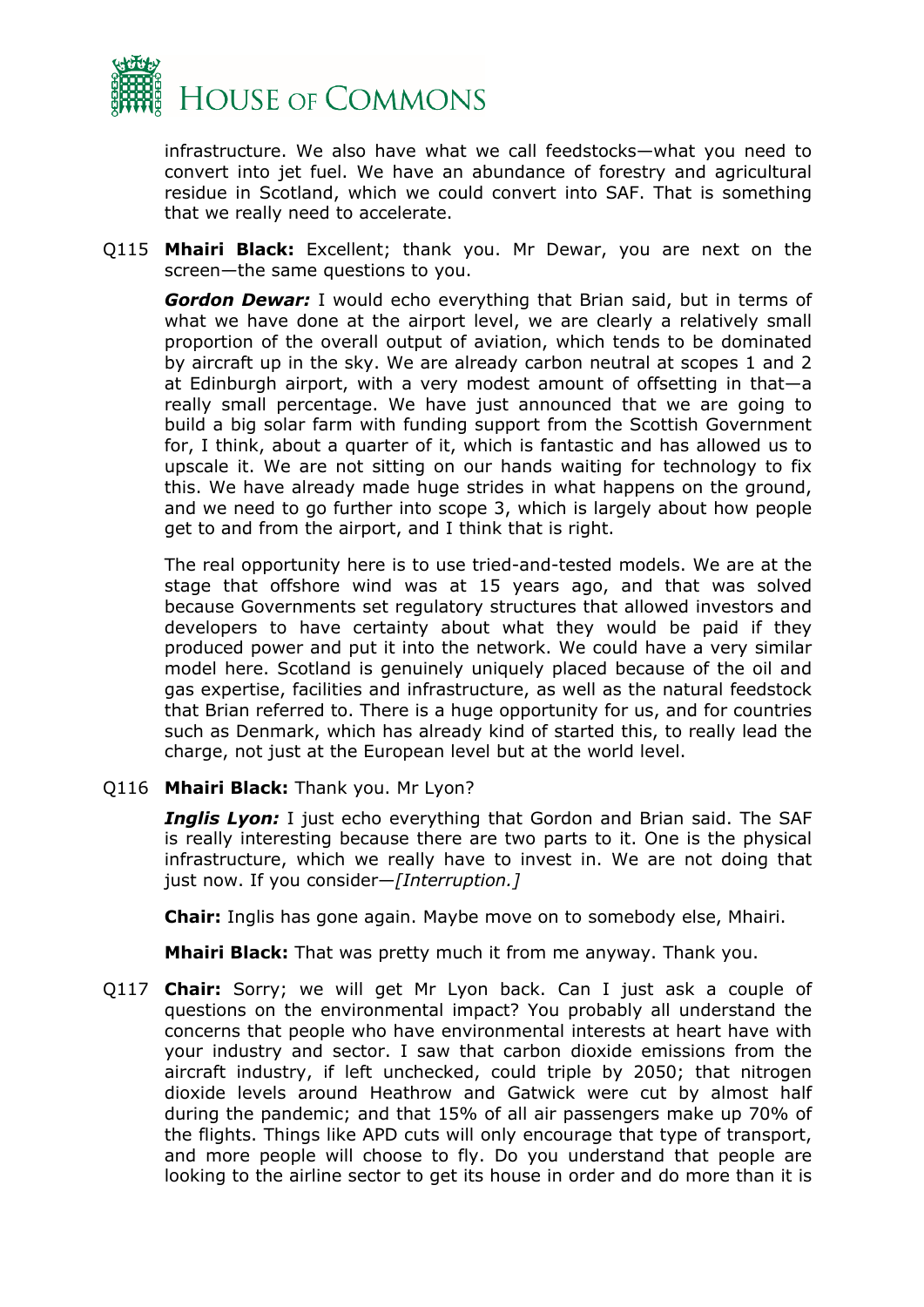infrastructure. We also have what we call feedstocks—what you need to convert into jet fuel. We have an abundance of forestry and agricultural residue in Scotland, which we could convert into SAF. That is something that we really need to accelerate.

Q115 **Mhairi Black:** Excellent; thank you. Mr Dewar, you are next on the screen—the same questions to you.

***Gordon Dewar:*** I would echo everything that Brian said, but in terms of what we have done at the airport level, we are clearly a relatively small proportion of the overall output of aviation, which tends to be dominated by aircraft up in the sky. We are already carbon neutral at scopes 1 and 2 at Edinburgh airport, with a very modest amount of offsetting in that—a really small percentage. We have just announced that we are going to build a big solar farm with funding support from the Scottish Government for, I think, about a quarter of it, which is fantastic and has allowed us to upscale it. We are not sitting on our hands waiting for technology to fix this. We have already made huge strides in what happens on the ground, and we need to go further into scope 3, which is largely about how people get to and from the airport, and I think that is right.

The real opportunity here is to use tried-and-tested models. We are at the stage that offshore wind was at 15 years ago, and that was solved because Governments set regulatory structures that allowed investors and developers to have certainty about what they would be paid if they produced power and put it into the network. We could have a very similar model here. Scotland is genuinely uniquely placed because of the oil and gas expertise, facilities and infrastructure, as well as the natural feedstock that Brian referred to. There is a huge opportunity for us, and for countries such as Denmark, which has already kind of started this, to really lead the charge, not just at the European level but at the world level.

Q116 **Mhairi Black:** Thank you. Mr Lyon?

***Inglis Lyon:*** I just echo everything that Gordon and Brian said. The SAF is really interesting because there are two parts to it. One is the physical infrastructure, which we really have to invest in. We are not doing that just now. If you consider—*[Interruption.]*

**Chair:** Inglis has gone again. Maybe move on to somebody else, Mhairi.

**Mhairi Black:** That was pretty much it from me anyway. Thank you.

Q117 **Chair:** Sorry; we will get Mr Lyon back. Can I just ask a couple of questions on the environmental impact? You probably all understand the concerns that people who have environmental interests at heart have with your industry and sector. I saw that carbon dioxide emissions from the aircraft industry, if left unchecked, could triple by 2050; that nitrogen dioxide levels around Heathrow and Gatwick were cut by almost half during the pandemic; and that 15% of all air passengers make up 70% of the flights. Things like APD cuts will only encourage that type of transport, and more people will choose to fly. Do you understand that people are looking to the airline sector to get its house in order and do more than it is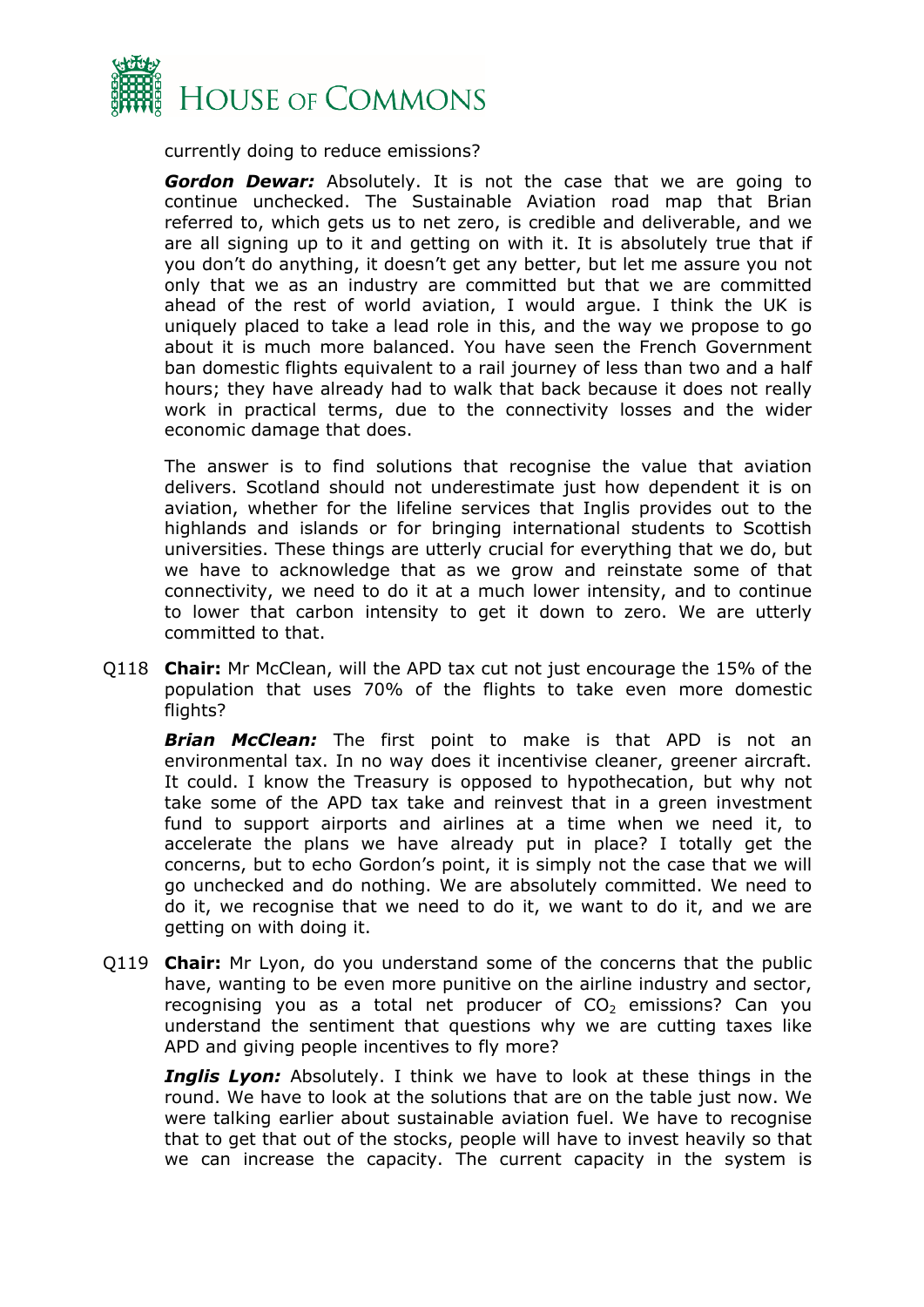currently doing to reduce emissions?

***Gordon Dewar:*** Absolutely. It is not the case that we are going to continue unchecked. The Sustainable Aviation road map that Brian referred to, which gets us to net zero, is credible and deliverable, and we are all signing up to it and getting on with it. It is absolutely true that if you don't do anything, it doesn't get any better, but let me assure you not only that we as an industry are committed but that we are committed ahead of the rest of world aviation, I would argue. I think the UK is uniquely placed to take a lead role in this, and the way we propose to go about it is much more balanced. You have seen the French Government ban domestic flights equivalent to a rail journey of less than two and a half hours; they have already had to walk that back because it does not really work in practical terms, due to the connectivity losses and the wider economic damage that does.

The answer is to find solutions that recognise the value that aviation delivers. Scotland should not underestimate just how dependent it is on aviation, whether for the lifeline services that Inglis provides out to the highlands and islands or for bringing international students to Scottish universities. These things are utterly crucial for everything that we do, but we have to acknowledge that as we grow and reinstate some of that connectivity, we need to do it at a much lower intensity, and to continue to lower that carbon intensity to get it down to zero. We are utterly committed to that.

Q118 **Chair:** Mr McClean, will the APD tax cut not just encourage the 15% of the population that uses 70% of the flights to take even more domestic flights?

***Brian McClean:*** The first point to make is that APD is not an environmental tax. In no way does it incentivise cleaner, greener aircraft. It could. I know the Treasury is opposed to hypothecation, but why not take some of the APD tax take and reinvest that in a green investment fund to support airports and airlines at a time when we need it, to accelerate the plans we have already put in place? I totally get the concerns, but to echo Gordon's point, it is simply not the case that we will go unchecked and do nothing. We are absolutely committed. We need to do it, we recognise that we need to do it, we want to do it, and we are getting on with doing it.

Q119 **Chair:** Mr Lyon, do you understand some of the concerns that the public have, wanting to be even more punitive on the airline industry and sector, recognising you as a total net producer of $CO_2$ emissions? Can you understand the sentiment that questions why we are cutting taxes like APD and giving people incentives to fly more?

***Inglis Lyon:*** Absolutely. I think we have to look at these things in the round. We have to look at the solutions that are on the table just now. We were talking earlier about sustainable aviation fuel. We have to recognise that to get that out of the stocks, people will have to invest heavily so that we can increase the capacity. The current capacity in the system is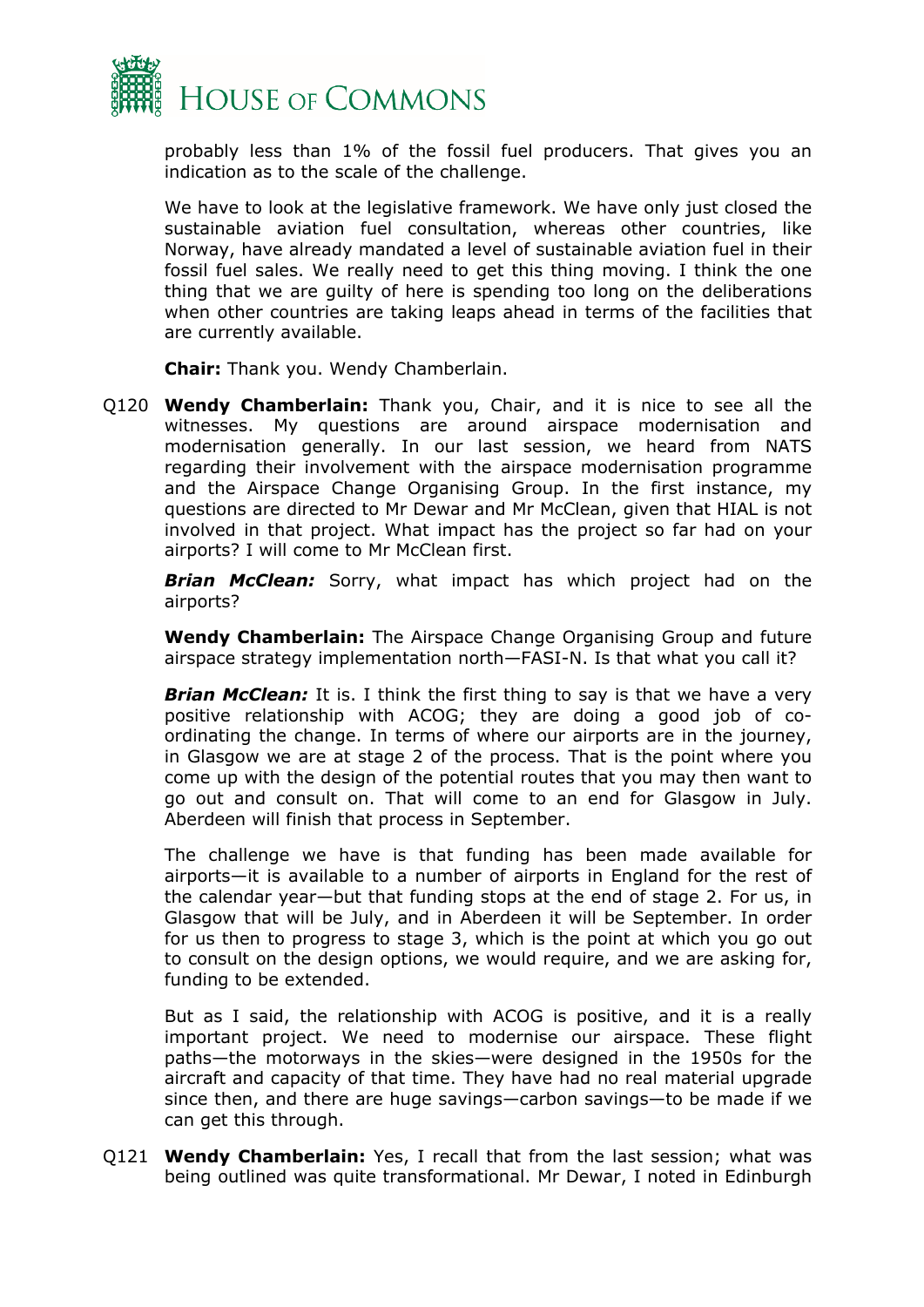probably less than 1% of the fossil fuel producers. That gives you an indication as to the scale of the challenge.

We have to look at the legislative framework. We have only just closed the sustainable aviation fuel consultation, whereas other countries, like Norway, have already mandated a level of sustainable aviation fuel in their fossil fuel sales. We really need to get this thing moving. I think the one thing that we are guilty of here is spending too long on the deliberations when other countries are taking leaps ahead in terms of the facilities that are currently available.

**Chair:** Thank you. Wendy Chamberlain.

Q120 **Wendy Chamberlain:** Thank you, Chair, and it is nice to see all the witnesses. My questions are around airspace modernisation and modernisation generally. In our last session, we heard from NATS regarding their involvement with the airspace modernisation programme and the Airspace Change Organising Group. In the first instance, my questions are directed to Mr Dewar and Mr McClean, given that HIAL is not involved in that project. What impact has the project so far had on your airports? I will come to Mr McClean first.

***Brian McClean:*** Sorry, what impact has which project had on the airports?

**Wendy Chamberlain:** The Airspace Change Organising Group and future airspace strategy implementation north—FASI-N. Is that what you call it?

***Brian McClean:*** It is. I think the first thing to say is that we have a very positive relationship with ACOG; they are doing a good job of co-ordinating the change. In terms of where our airports are in the journey, in Glasgow we are at stage 2 of the process. That is the point where you come up with the design of the potential routes that you may then want to go out and consult on. That will come to an end for Glasgow in July. Aberdeen will finish that process in September.

The challenge we have is that funding has been made available for airports—it is available to a number of airports in England for the rest of the calendar year—but that funding stops at the end of stage 2. For us, in Glasgow that will be July, and in Aberdeen it will be September. In order for us then to progress to stage 3, which is the point at which you go out to consult on the design options, we would require, and we are asking for, funding to be extended.

But as I said, the relationship with ACOG is positive, and it is a really important project. We need to modernise our airspace. These flight paths—the motorways in the skies—were designed in the 1950s for the aircraft and capacity of that time. They have had no real material upgrade since then, and there are huge savings—carbon savings—to be made if we can get this through.

Q121 **Wendy Chamberlain:** Yes, I recall that from the last session; what was being outlined was quite transformational. Mr Dewar, I noted in Edinburgh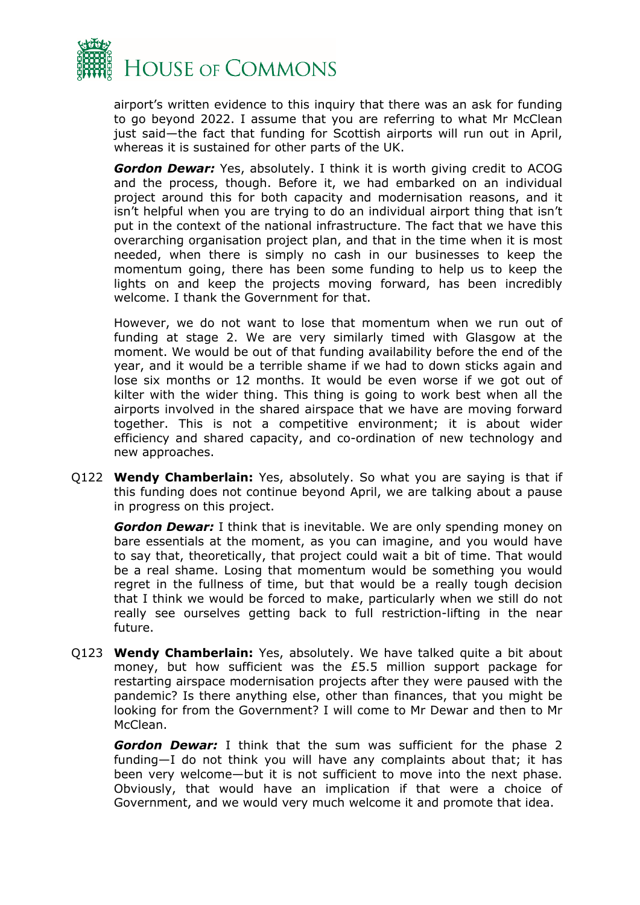airport's written evidence to this inquiry that there was an ask for funding to go beyond 2022. I assume that you are referring to what Mr McClean just said—the fact that funding for Scottish airports will run out in April, whereas it is sustained for other parts of the UK.

***Gordon Dewar:*** Yes, absolutely. I think it is worth giving credit to ACOG and the process, though. Before it, we had embarked on an individual project around this for both capacity and modernisation reasons, and it isn't helpful when you are trying to do an individual airport thing that isn't put in the context of the national infrastructure. The fact that we have this overarching organisation project plan, and that in the time when it is most needed, when there is simply no cash in our businesses to keep the momentum going, there has been some funding to help us to keep the lights on and keep the projects moving forward, has been incredibly welcome. I thank the Government for that.

However, we do not want to lose that momentum when we run out of funding at stage 2. We are very similarly timed with Glasgow at the moment. We would be out of that funding availability before the end of the year, and it would be a terrible shame if we had to down sticks again and lose six months or 12 months. It would be even worse if we got out of kilter with the wider thing. This thing is going to work best when all the airports involved in the shared airspace that we have are moving forward together. This is not a competitive environment; it is about wider efficiency and shared capacity, and co-ordination of new technology and new approaches.

Q122 **Wendy Chamberlain:** Yes, absolutely. So what you are saying is that if this funding does not continue beyond April, we are talking about a pause in progress on this project.

***Gordon Dewar:*** I think that is inevitable. We are only spending money on bare essentials at the moment, as you can imagine, and you would have to say that, theoretically, that project could wait a bit of time. That would be a real shame. Losing that momentum would be something you would regret in the fullness of time, but that would be a really tough decision that I think we would be forced to make, particularly when we still do not really see ourselves getting back to full restriction-lifting in the near future.

Q123 **Wendy Chamberlain:** Yes, absolutely. We have talked quite a bit about money, but how sufficient was the £5.5 million support package for restarting airspace modernisation projects after they were paused with the pandemic? Is there anything else, other than finances, that you might be looking for from the Government? I will come to Mr Dewar and then to Mr McClean.

***Gordon Dewar:*** I think that the sum was sufficient for the phase 2 funding—I do not think you will have any complaints about that; it has been very welcome—but it is not sufficient to move into the next phase. Obviously, that would have an implication if that were a choice of Government, and we would very much welcome it and promote that idea.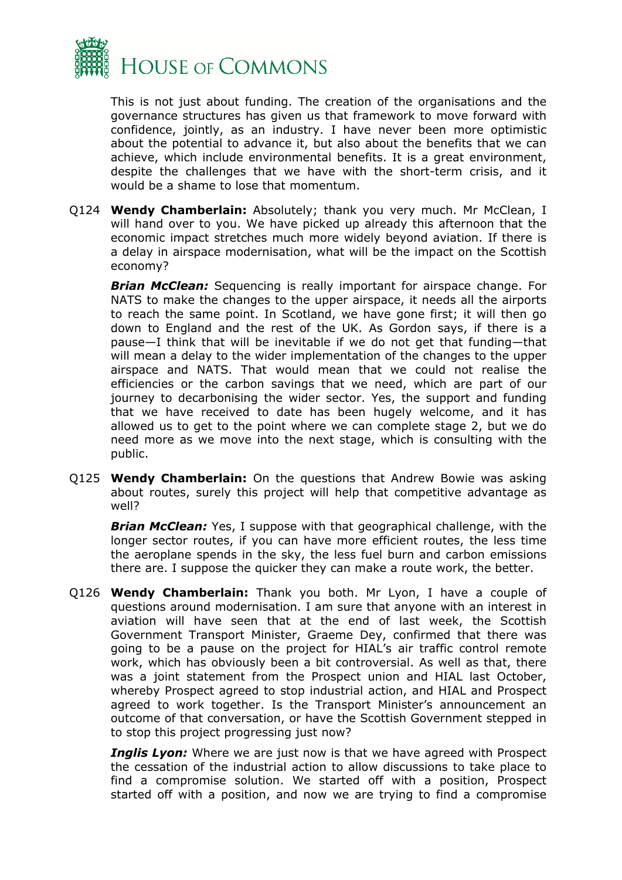This is not just about funding. The creation of the organisations and the governance structures has given us that framework to move forward with confidence, jointly, as an industry. I have never been more optimistic about the potential to advance it, but also about the benefits that we can achieve, which include environmental benefits. It is a great environment, despite the challenges that we have with the short-term crisis, and it would be a shame to lose that momentum.

Q124 **Wendy Chamberlain:** Absolutely; thank you very much. Mr McClean, I will hand over to you. We have picked up already this afternoon that the economic impact stretches much more widely beyond aviation. If there is a delay in airspace modernisation, what will be the impact on the Scottish economy?

***Brian McClean:*** Sequencing is really important for airspace change. For NATS to make the changes to the upper airspace, it needs all the airports to reach the same point. In Scotland, we have gone first; it will then go down to England and the rest of the UK. As Gordon says, if there is a pause—I think that will be inevitable if we do not get that funding—that will mean a delay to the wider implementation of the changes to the upper airspace and NATS. That would mean that we could not realise the efficiencies or the carbon savings that we need, which are part of our journey to decarbonising the wider sector. Yes, the support and funding that we have received to date has been hugely welcome, and it has allowed us to get to the point where we can complete stage 2, but we do need more as we move into the next stage, which is consulting with the public.

Q125 **Wendy Chamberlain:** On the questions that Andrew Bowie was asking about routes, surely this project will help that competitive advantage as well?

***Brian McClean:*** Yes, I suppose with that geographical challenge, with the longer sector routes, if you can have more efficient routes, the less time the aeroplane spends in the sky, the less fuel burn and carbon emissions there are. I suppose the quicker they can make a route work, the better.

Q126 **Wendy Chamberlain:** Thank you both. Mr Lyon, I have a couple of questions around modernisation. I am sure that anyone with an interest in aviation will have seen that at the end of last week, the Scottish Government Transport Minister, Graeme Dey, confirmed that there was going to be a pause on the project for HIAL's air traffic control remote work, which has obviously been a bit controversial. As well as that, there was a joint statement from the Prospect union and HIAL last October, whereby Prospect agreed to stop industrial action, and HIAL and Prospect agreed to work together. Is the Transport Minister's announcement an outcome of that conversation, or have the Scottish Government stepped in to stop this project progressing just now?

***Inglis Lyon:*** Where we are just now is that we have agreed with Prospect the cessation of the industrial action to allow discussions to take place to find a compromise solution. We started off with a position, Prospect started off with a position, and now we are trying to find a compromise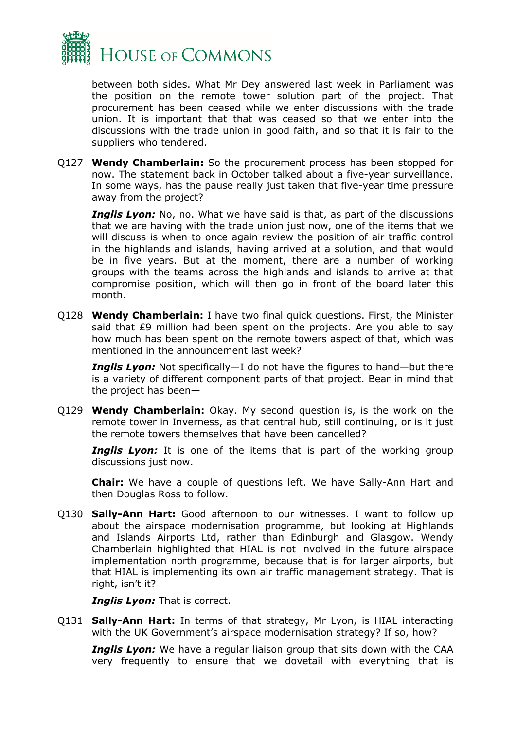between both sides. What Mr Dey answered last week in Parliament was the position on the remote tower solution part of the project. That procurement has been ceased while we enter discussions with the trade union. It is important that that was ceased so that we enter into the discussions with the trade union in good faith, and so that it is fair to the suppliers who tendered.

Q127 **Wendy Chamberlain:** So the procurement process has been stopped for now. The statement back in October talked about a five-year surveillance. In some ways, has the pause really just taken that five-year time pressure away from the project?

***Inglis Lyon:*** No, no. What we have said is that, as part of the discussions that we are having with the trade union just now, one of the items that we will discuss is when to once again review the position of air traffic control in the highlands and islands, having arrived at a solution, and that would be in five years. But at the moment, there are a number of working groups with the teams across the highlands and islands to arrive at that compromise position, which will then go in front of the board later this month.

Q128 **Wendy Chamberlain:** I have two final quick questions. First, the Minister said that £9 million had been spent on the projects. Are you able to say how much has been spent on the remote towers aspect of that, which was mentioned in the announcement last week?

***Inglis Lyon:*** Not specifically—I do not have the figures to hand—but there is a variety of different component parts of that project. Bear in mind that the project has been—

Q129 **Wendy Chamberlain:** Okay. My second question is, is the work on the remote tower in Inverness, as that central hub, still continuing, or is it just the remote towers themselves that have been cancelled?

***Inglis Lyon:*** It is one of the items that is part of the working group discussions just now.

**Chair:** We have a couple of questions left. We have Sally-Ann Hart and then Douglas Ross to follow.

Q130 **Sally-Ann Hart:** Good afternoon to our witnesses. I want to follow up about the airspace modernisation programme, but looking at Highlands and Islands Airports Ltd, rather than Edinburgh and Glasgow. Wendy Chamberlain highlighted that HIAL is not involved in the future airspace implementation north programme, because that is for larger airports, but that HIAL is implementing its own air traffic management strategy. That is right, isn't it?

***Inglis Lyon:*** That is correct.

Q131 **Sally-Ann Hart:** In terms of that strategy, Mr Lyon, is HIAL interacting with the UK Government's airspace modernisation strategy? If so, how?

***Inglis Lyon:*** We have a regular liaison group that sits down with the CAA very frequently to ensure that we dovetail with everything that is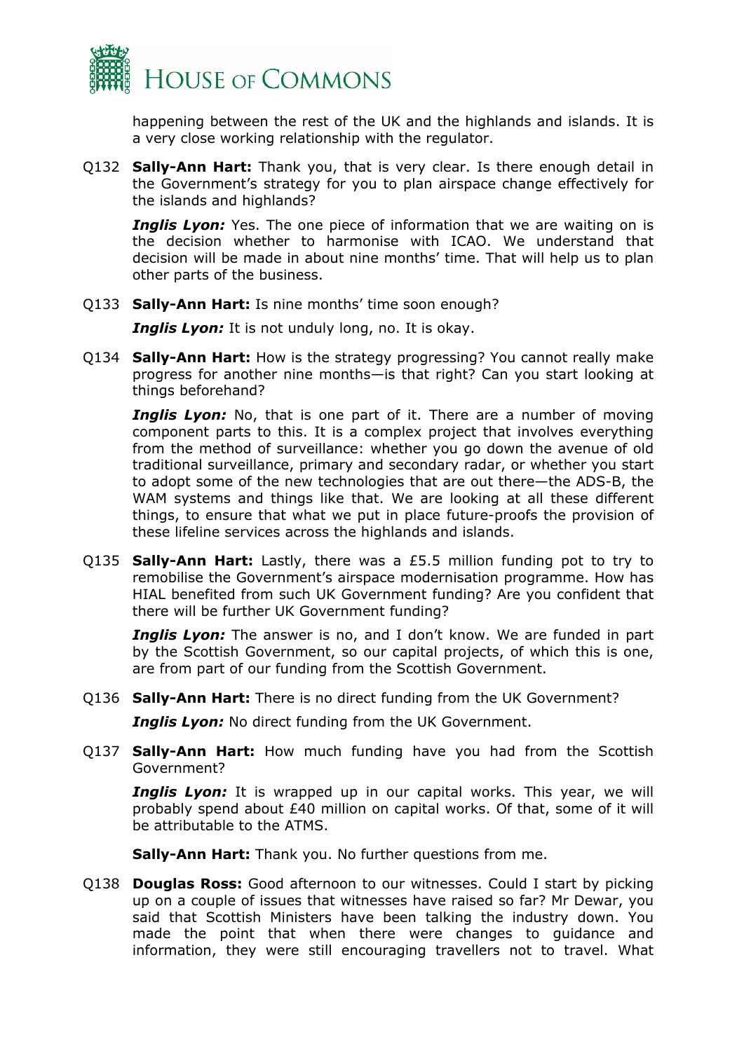happening between the rest of the UK and the highlands and islands. It is a very close working relationship with the regulator.

Q132 **Sally-Ann Hart:** Thank you, that is very clear. Is there enough detail in the Government's strategy for you to plan airspace change effectively for the islands and highlands?

***Inglis Lyon:*** Yes. The one piece of information that we are waiting on is the decision whether to harmonise with ICAO. We understand that decision will be made in about nine months' time. That will help us to plan other parts of the business.

Q133 **Sally-Ann Hart:** Is nine months' time soon enough?

***Inglis Lyon:*** It is not unduly long, no. It is okay.

Q134 **Sally-Ann Hart:** How is the strategy progressing? You cannot really make progress for another nine months—is that right? Can you start looking at things beforehand?

***Inglis Lyon:*** No, that is one part of it. There are a number of moving component parts to this. It is a complex project that involves everything from the method of surveillance: whether you go down the avenue of old traditional surveillance, primary and secondary radar, or whether you start to adopt some of the new technologies that are out there—the ADS-B, the WAM systems and things like that. We are looking at all these different things, to ensure that what we put in place future-proofs the provision of these lifeline services across the highlands and islands.

Q135 **Sally-Ann Hart:** Lastly, there was a £5.5 million funding pot to try to remobilise the Government's airspace modernisation programme. How has HIAL benefited from such UK Government funding? Are you confident that there will be further UK Government funding?

***Inglis Lyon:*** The answer is no, and I don't know. We are funded in part by the Scottish Government, so our capital projects, of which this is one, are from part of our funding from the Scottish Government.

Q136 **Sally-Ann Hart:** There is no direct funding from the UK Government?

***Inglis Lyon:*** No direct funding from the UK Government.

Q137 **Sally-Ann Hart:** How much funding have you had from the Scottish Government?

***Inglis Lyon:*** It is wrapped up in our capital works. This year, we will probably spend about £40 million on capital works. Of that, some of it will be attributable to the ATMS.

**Sally-Ann Hart:** Thank you. No further questions from me.

Q138 **Douglas Ross:** Good afternoon to our witnesses. Could I start by picking up on a couple of issues that witnesses have raised so far? Mr Dewar, you said that Scottish Ministers have been talking the industry down. You made the point that when there were changes to guidance and information, they were still encouraging travellers not to travel. What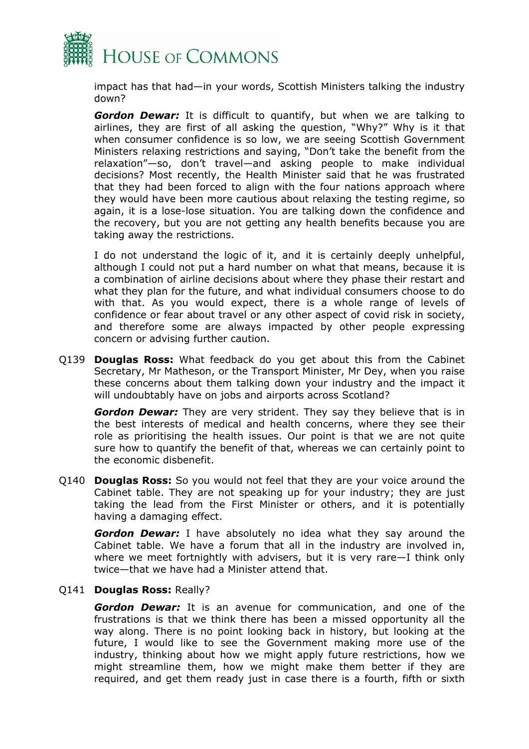impact has that had—in your words, Scottish Ministers talking the industry down?

***Gordon Dewar:*** It is difficult to quantify, but when we are talking to airlines, they are first of all asking the question, "Why?" Why is it that when consumer confidence is so low, we are seeing Scottish Government Ministers relaxing restrictions and saying, "Don't take the benefit from the relaxation"—so, don't travel—and asking people to make individual decisions? Most recently, the Health Minister said that he was frustrated that they had been forced to align with the four nations approach where they would have been more cautious about relaxing the testing regime, so again, it is a lose-lose situation. You are talking down the confidence and the recovery, but you are not getting any health benefits because you are taking away the restrictions.

I do not understand the logic of it, and it is certainly deeply unhelpful, although I could not put a hard number on what that means, because it is a combination of airline decisions about where they phase their restart and what they plan for the future, and what individual consumers choose to do with that. As you would expect, there is a whole range of levels of confidence or fear about travel or any other aspect of covid risk in society, and therefore some are always impacted by other people expressing concern or advising further caution.

Q139 **Douglas Ross:** What feedback do you get about this from the Cabinet Secretary, Mr Matheson, or the Transport Minister, Mr Dey, when you raise these concerns about them talking down your industry and the impact it will undoubtably have on jobs and airports across Scotland?

***Gordon Dewar:*** They are very strident. They say they believe that is in the best interests of medical and health concerns, where they see their role as prioritising the health issues. Our point is that we are not quite sure how to quantify the benefit of that, whereas we can certainly point to the economic disbenefit.

Q140 **Douglas Ross:** So you would not feel that they are your voice around the Cabinet table. They are not speaking up for your industry; they are just taking the lead from the First Minister or others, and it is potentially having a damaging effect.

***Gordon Dewar:*** I have absolutely no idea what they say around the Cabinet table. We have a forum that all in the industry are involved in, where we meet fortnightly with advisers, but it is very rare—I think only twice—that we have had a Minister attend that.

Q141 **Douglas Ross:** Really?

***Gordon Dewar:*** It is an avenue for communication, and one of the frustrations is that we think there has been a missed opportunity all the way along. There is no point looking back in history, but looking at the future, I would like to see the Government making more use of the industry, thinking about how we might apply future restrictions, how we might streamline them, how we might make them better if they are required, and get them ready just in case there is a fourth, fifth or sixth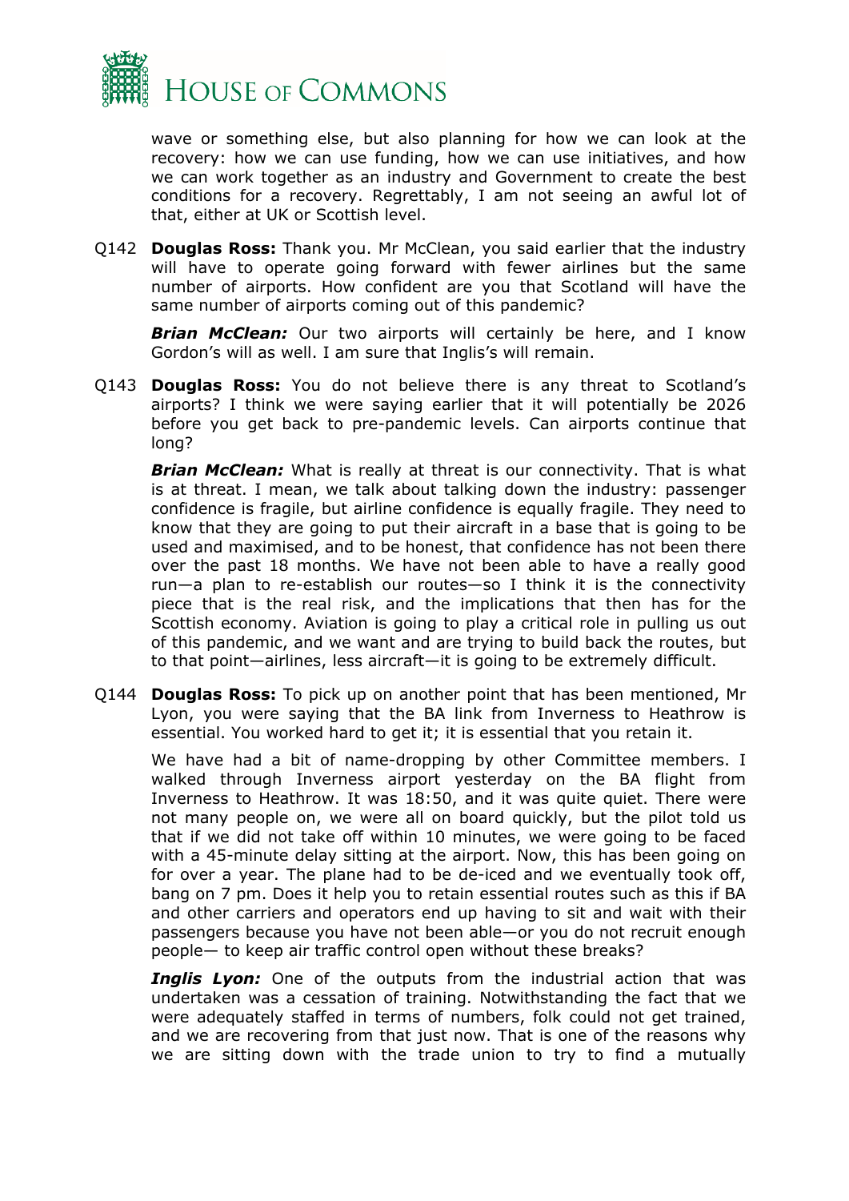wave or something else, but also planning for how we can look at the recovery: how we can use funding, how we can use initiatives, and how we can work together as an industry and Government to create the best conditions for a recovery. Regrettably, I am not seeing an awful lot of that, either at UK or Scottish level.

Q142 **Douglas Ross:** Thank you. Mr McClean, you said earlier that the industry will have to operate going forward with fewer airlines but the same number of airports. How confident are you that Scotland will have the same number of airports coming out of this pandemic?

***Brian McClean:*** Our two airports will certainly be here, and I know Gordon's will as well. I am sure that Inglis's will remain.

Q143 **Douglas Ross:** You do not believe there is any threat to Scotland's airports? I think we were saying earlier that it will potentially be 2026 before you get back to pre-pandemic levels. Can airports continue that long?

***Brian McClean:*** What is really at threat is our connectivity. That is what is at threat. I mean, we talk about talking down the industry: passenger confidence is fragile, but airline confidence is equally fragile. They need to know that they are going to put their aircraft in a base that is going to be used and maximised, and to be honest, that confidence has not been there over the past 18 months. We have not been able to have a really good run—a plan to re-establish our routes—so I think it is the connectivity piece that is the real risk, and the implications that then has for the Scottish economy. Aviation is going to play a critical role in pulling us out of this pandemic, and we want and are trying to build back the routes, but to that point—airlines, less aircraft—it is going to be extremely difficult.

Q144 **Douglas Ross:** To pick up on another point that has been mentioned, Mr Lyon, you were saying that the BA link from Inverness to Heathrow is essential. You worked hard to get it; it is essential that you retain it.

We have had a bit of name-dropping by other Committee members. I walked through Inverness airport yesterday on the BA flight from Inverness to Heathrow. It was 18:50, and it was quite quiet. There were not many people on, we were all on board quickly, but the pilot told us that if we did not take off within 10 minutes, we were going to be faced with a 45-minute delay sitting at the airport. Now, this has been going on for over a year. The plane had to be de-iced and we eventually took off, bang on 7 pm. Does it help you to retain essential routes such as this if BA and other carriers and operators end up having to sit and wait with their passengers because you have not been able—or you do not recruit enough people— to keep air traffic control open without these breaks?

***Inglis Lyon:*** One of the outputs from the industrial action that was undertaken was a cessation of training. Notwithstanding the fact that we were adequately staffed in terms of numbers, folk could not get trained, and we are recovering from that just now. That is one of the reasons why we are sitting down with the trade union to try to find a mutually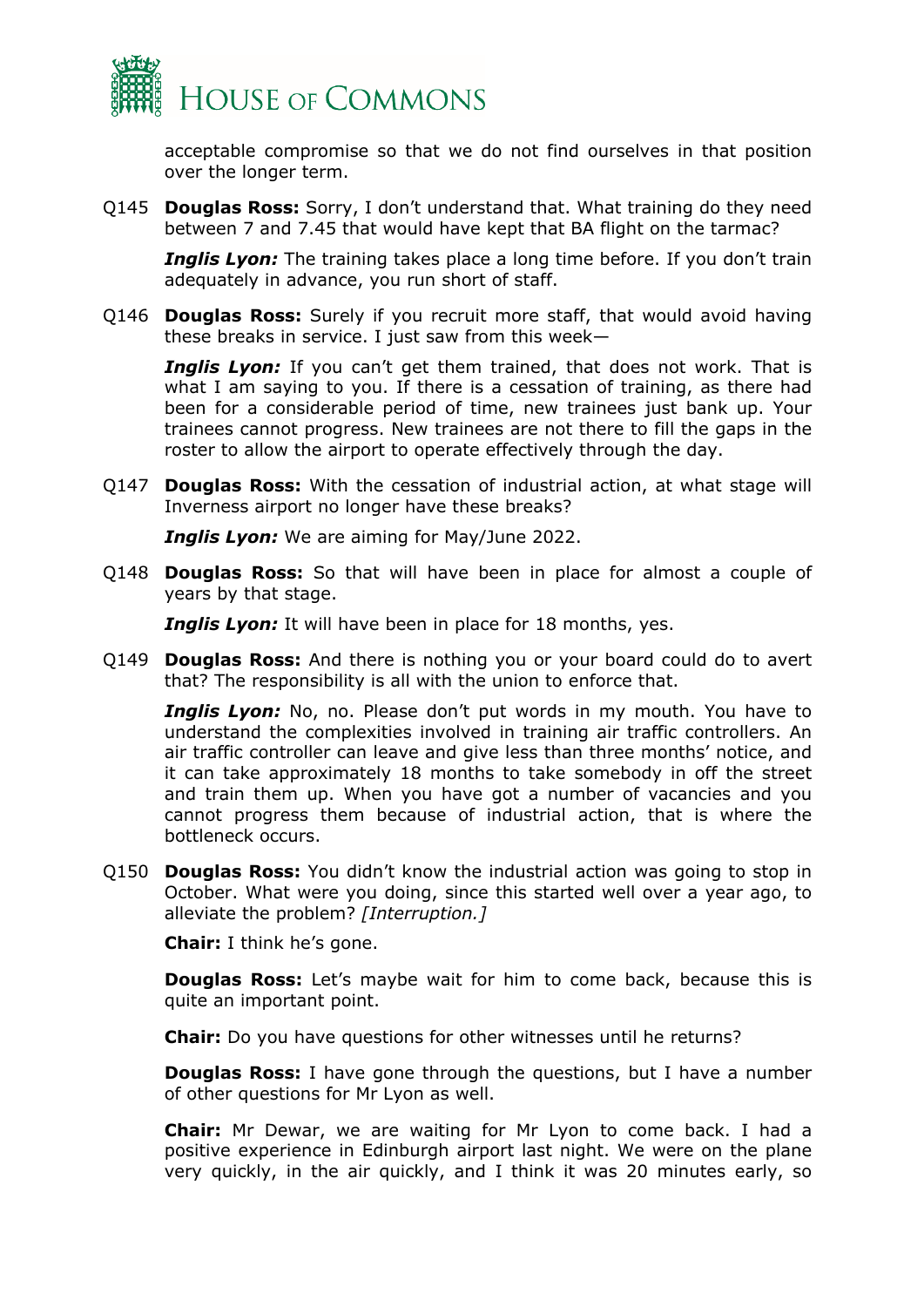acceptable compromise so that we do not find ourselves in that position over the longer term.

Q145 **Douglas Ross:** Sorry, I don't understand that. What training do they need between 7 and 7.45 that would have kept that BA flight on the tarmac?

***Inglis Lyon:*** The training takes place a long time before. If you don't train adequately in advance, you run short of staff.

Q146 **Douglas Ross:** Surely if you recruit more staff, that would avoid having these breaks in service. I just saw from this week—

***Inglis Lyon:*** If you can't get them trained, that does not work. That is what I am saying to you. If there is a cessation of training, as there had been for a considerable period of time, new trainees just bank up. Your trainees cannot progress. New trainees are not there to fill the gaps in the roster to allow the airport to operate effectively through the day.

Q147 **Douglas Ross:** With the cessation of industrial action, at what stage will Inverness airport no longer have these breaks?

***Inglis Lyon:*** We are aiming for May/June 2022.

Q148 **Douglas Ross:** So that will have been in place for almost a couple of years by that stage.

***Inglis Lyon:*** It will have been in place for 18 months, yes.

Q149 **Douglas Ross:** And there is nothing you or your board could do to avert that? The responsibility is all with the union to enforce that.

***Inglis Lyon:*** No, no. Please don't put words in my mouth. You have to understand the complexities involved in training air traffic controllers. An air traffic controller can leave and give less than three months' notice, and it can take approximately 18 months to take somebody in off the street and train them up. When you have got a number of vacancies and you cannot progress them because of industrial action, that is where the bottleneck occurs.

Q150 **Douglas Ross:** You didn't know the industrial action was going to stop in October. What were you doing, since this started well over a year ago, to alleviate the problem? *[Interruption.]*

**Chair:** I think he's gone.

**Douglas Ross:** Let's maybe wait for him to come back, because this is quite an important point.

**Chair:** Do you have questions for other witnesses until he returns?

**Douglas Ross:** I have gone through the questions, but I have a number of other questions for Mr Lyon as well.

**Chair:** Mr Dewar, we are waiting for Mr Lyon to come back. I had a positive experience in Edinburgh airport last night. We were on the plane very quickly, in the air quickly, and I think it was 20 minutes early, so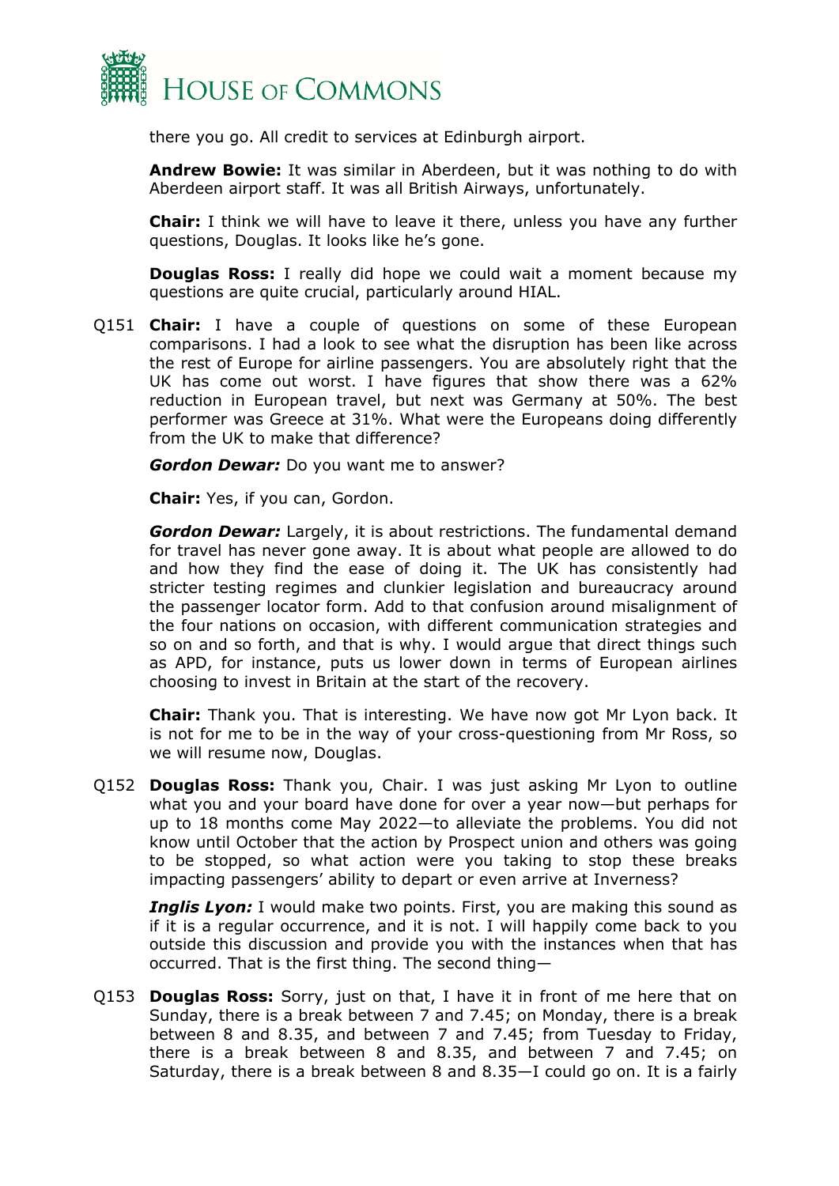there you go. All credit to services at Edinburgh airport.

**Andrew Bowie:** It was similar in Aberdeen, but it was nothing to do with Aberdeen airport staff. It was all British Airways, unfortunately.

**Chair:** I think we will have to leave it there, unless you have any further questions, Douglas. It looks like he's gone.

**Douglas Ross:** I really did hope we could wait a moment because my questions are quite crucial, particularly around HIAL.

Q151 **Chair:** I have a couple of questions on some of these European comparisons. I had a look to see what the disruption has been like across the rest of Europe for airline passengers. You are absolutely right that the UK has come out worst. I have figures that show there was a 62% reduction in European travel, but next was Germany at 50%. The best performer was Greece at 31%. What were the Europeans doing differently from the UK to make that difference?

***Gordon Dewar:*** Do you want me to answer?

**Chair:** Yes, if you can, Gordon.

***Gordon Dewar:*** Largely, it is about restrictions. The fundamental demand for travel has never gone away. It is about what people are allowed to do and how they find the ease of doing it. The UK has consistently had stricter testing regimes and clunkier legislation and bureaucracy around the passenger locator form. Add to that confusion around misalignment of the four nations on occasion, with different communication strategies and so on and so forth, and that is why. I would argue that direct things such as APD, for instance, puts us lower down in terms of European airlines choosing to invest in Britain at the start of the recovery.

**Chair:** Thank you. That is interesting. We have now got Mr Lyon back. It is not for me to be in the way of your cross-questioning from Mr Ross, so we will resume now, Douglas.

Q152 **Douglas Ross:** Thank you, Chair. I was just asking Mr Lyon to outline what you and your board have done for over a year now—but perhaps for up to 18 months come May 2022—to alleviate the problems. You did not know until October that the action by Prospect union and others was going to be stopped, so what action were you taking to stop these breaks impacting passengers' ability to depart or even arrive at Inverness?

***Inglis Lyon:*** I would make two points. First, you are making this sound as if it is a regular occurrence, and it is not. I will happily come back to you outside this discussion and provide you with the instances when that has occurred. That is the first thing. The second thing—

Q153 **Douglas Ross:** Sorry, just on that, I have it in front of me here that on Sunday, there is a break between 7 and 7.45; on Monday, there is a break between 8 and 8.35, and between 7 and 7.45; from Tuesday to Friday, there is a break between 8 and 8.35, and between 7 and 7.45; on Saturday, there is a break between 8 and 8.35—I could go on. It is a fairly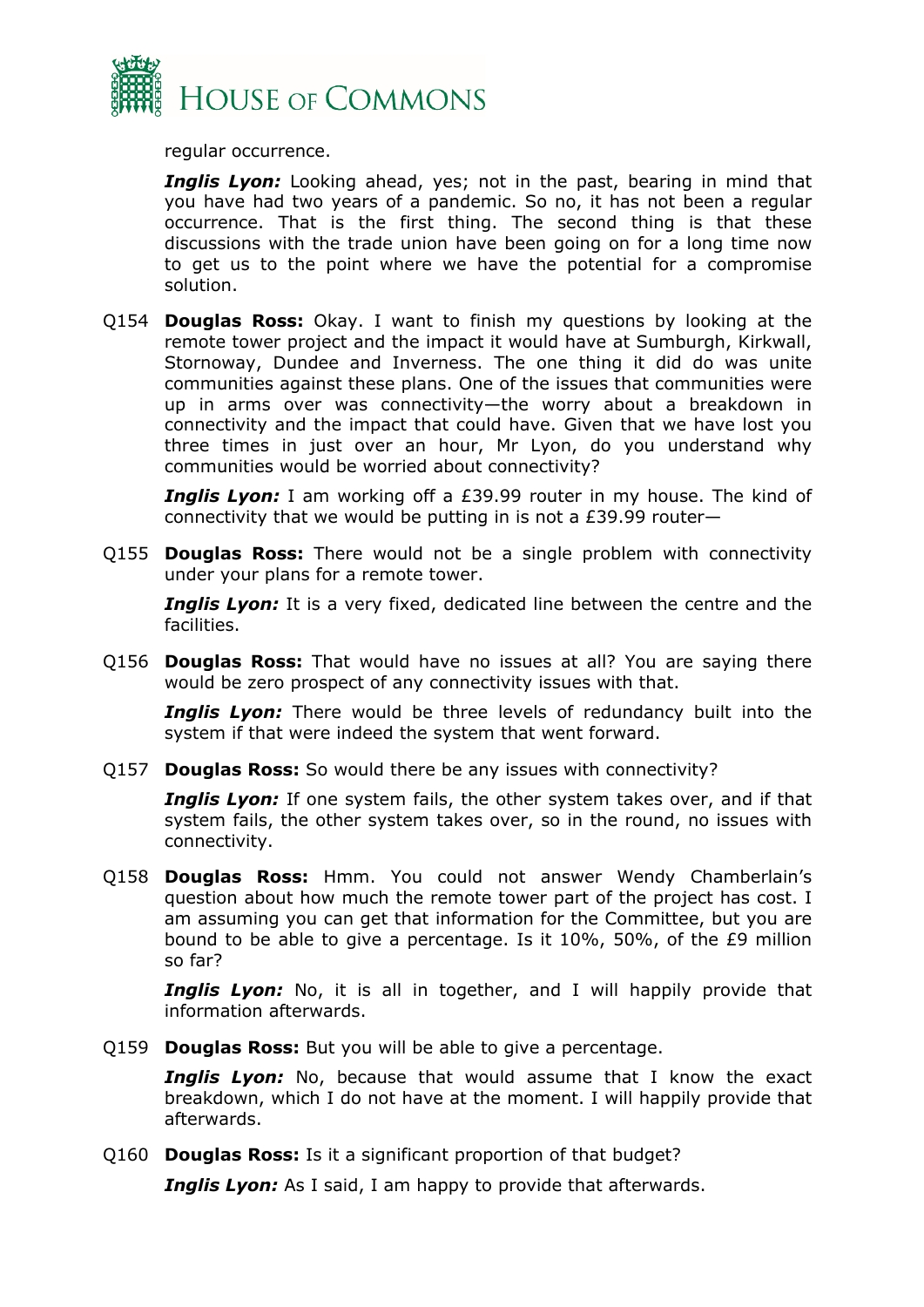regular occurrence.

***Inglis Lyon:*** Looking ahead, yes; not in the past, bearing in mind that you have had two years of a pandemic. So no, it has not been a regular occurrence. That is the first thing. The second thing is that these discussions with the trade union have been going on for a long time now to get us to the point where we have the potential for a compromise solution.

Q154 **Douglas Ross:** Okay. I want to finish my questions by looking at the remote tower project and the impact it would have at Sumburgh, Kirkwall, Stornoway, Dundee and Inverness. The one thing it did do was unite communities against these plans. One of the issues that communities were up in arms over was connectivity—the worry about a breakdown in connectivity and the impact that could have. Given that we have lost you three times in just over an hour, Mr Lyon, do you understand why communities would be worried about connectivity?

***Inglis Lyon:*** I am working off a £39.99 router in my house. The kind of connectivity that we would be putting in is not a £39.99 router—

Q155 **Douglas Ross:** There would not be a single problem with connectivity under your plans for a remote tower.

***Inglis Lyon:*** It is a very fixed, dedicated line between the centre and the facilities.

Q156 **Douglas Ross:** That would have no issues at all? You are saying there would be zero prospect of any connectivity issues with that.

***Inglis Lyon:*** There would be three levels of redundancy built into the system if that were indeed the system that went forward.

Q157 **Douglas Ross:** So would there be any issues with connectivity?

***Inglis Lyon:*** If one system fails, the other system takes over, and if that system fails, the other system takes over, so in the round, no issues with connectivity.

Q158 **Douglas Ross:** Hmm. You could not answer Wendy Chamberlain's question about how much the remote tower part of the project has cost. I am assuming you can get that information for the Committee, but you are bound to be able to give a percentage. Is it 10%, 50%, of the £9 million so far?

***Inglis Lyon:*** No, it is all in together, and I will happily provide that information afterwards.

Q159 **Douglas Ross:** But you will be able to give a percentage.

***Inglis Lyon:*** No, because that would assume that I know the exact breakdown, which I do not have at the moment. I will happily provide that afterwards.

Q160 **Douglas Ross:** Is it a significant proportion of that budget?

***Inglis Lyon:*** As I said, I am happy to provide that afterwards.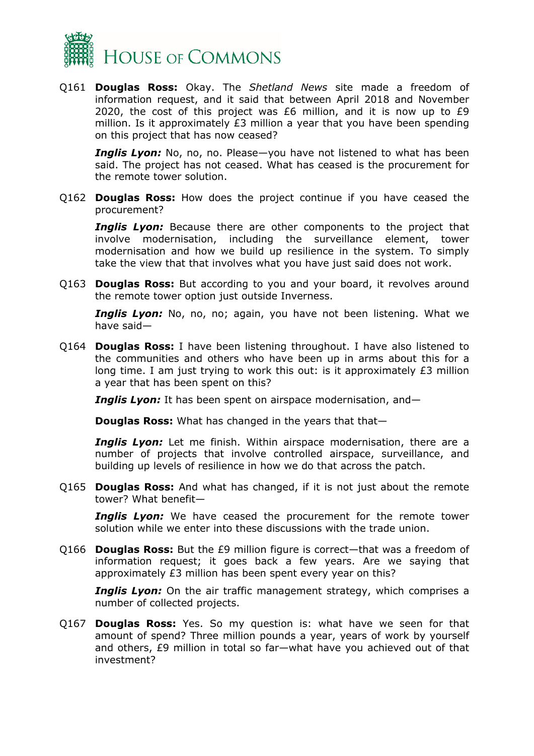Q161 **Douglas Ross:** Okay. The *Shetland News* site made a freedom of information request, and it said that between April 2018 and November 2020, the cost of this project was £6 million, and it is now up to £9 million. Is it approximately £3 million a year that you have been spending on this project that has now ceased?

***Inglis Lyon:*** No, no, no. Please—you have not listened to what has been said. The project has not ceased. What has ceased is the procurement for the remote tower solution.

Q162 **Douglas Ross:** How does the project continue if you have ceased the procurement?

***Inglis Lyon:*** Because there are other components to the project that involve modernisation, including the surveillance element, tower modernisation and how we build up resilience in the system. To simply take the view that that involves what you have just said does not work.

Q163 **Douglas Ross:** But according to you and your board, it revolves around the remote tower option just outside Inverness.

***Inglis Lyon:*** No, no, no; again, you have not been listening. What we have said—

Q164 **Douglas Ross:** I have been listening throughout. I have also listened to the communities and others who have been up in arms about this for a long time. I am just trying to work this out: is it approximately £3 million a year that has been spent on this?

***Inglis Lyon:*** It has been spent on airspace modernisation, and—

**Douglas Ross:** What has changed in the years that that—

***Inglis Lyon:*** Let me finish. Within airspace modernisation, there are a number of projects that involve controlled airspace, surveillance, and building up levels of resilience in how we do that across the patch.

Q165 **Douglas Ross:** And what has changed, if it is not just about the remote tower? What benefit—

***Inglis Lyon:*** We have ceased the procurement for the remote tower solution while we enter into these discussions with the trade union.

Q166 **Douglas Ross:** But the £9 million figure is correct—that was a freedom of information request; it goes back a few years. Are we saying that approximately £3 million has been spent every year on this?

***Inglis Lyon:*** On the air traffic management strategy, which comprises a number of collected projects.

Q167 **Douglas Ross:** Yes. So my question is: what have we seen for that amount of spend? Three million pounds a year, years of work by yourself and others, £9 million in total so far—what have you achieved out of that investment?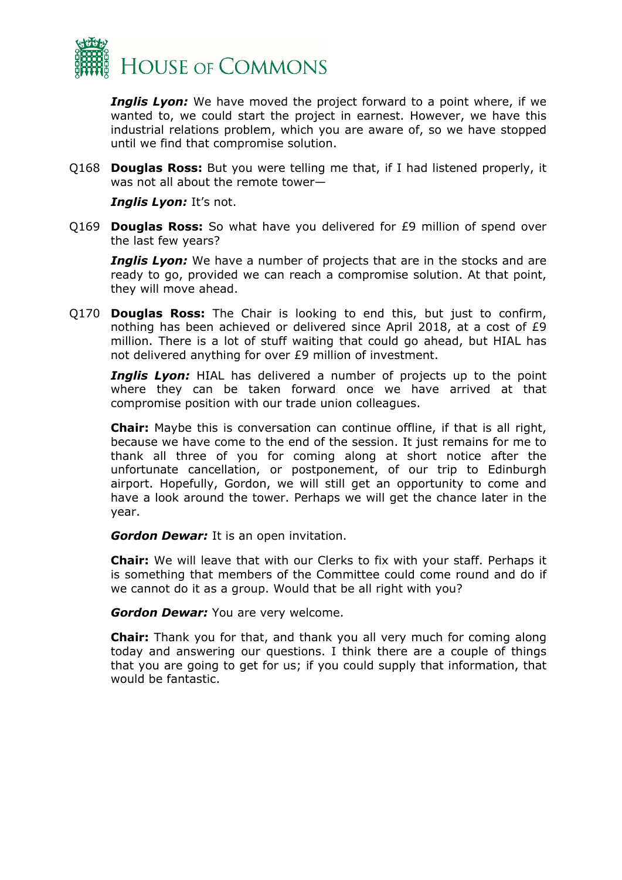***Inglis Lyon:*** We have moved the project forward to a point where, if we wanted to, we could start the project in earnest. However, we have this industrial relations problem, which you are aware of, so we have stopped until we find that compromise solution.

Q168 **Douglas Ross:** But you were telling me that, if I had listened properly, it was not all about the remote tower—

***Inglis Lyon:*** It's not.

Q169 **Douglas Ross:** So what have you delivered for £9 million of spend over the last few years?

***Inglis Lyon:*** We have a number of projects that are in the stocks and are ready to go, provided we can reach a compromise solution. At that point, they will move ahead.

Q170 **Douglas Ross:** The Chair is looking to end this, but just to confirm, nothing has been achieved or delivered since April 2018, at a cost of £9 million. There is a lot of stuff waiting that could go ahead, but HIAL has not delivered anything for over £9 million of investment.

***Inglis Lyon:*** HIAL has delivered a number of projects up to the point where they can be taken forward once we have arrived at that compromise position with our trade union colleagues.

**Chair:** Maybe this is conversation can continue offline, if that is all right, because we have come to the end of the session. It just remains for me to thank all three of you for coming along at short notice after the unfortunate cancellation, or postponement, of our trip to Edinburgh airport. Hopefully, Gordon, we will still get an opportunity to come and have a look around the tower. Perhaps we will get the chance later in the year.

***Gordon Dewar:*** It is an open invitation.

**Chair:** We will leave that with our Clerks to fix with your staff. Perhaps it is something that members of the Committee could come round and do if we cannot do it as a group. Would that be all right with you?

***Gordon Dewar:*** You are very welcome.

**Chair:** Thank you for that, and thank you all very much for coming along today and answering our questions. I think there are a couple of things that you are going to get for us; if you could supply that information, that would be fantastic.